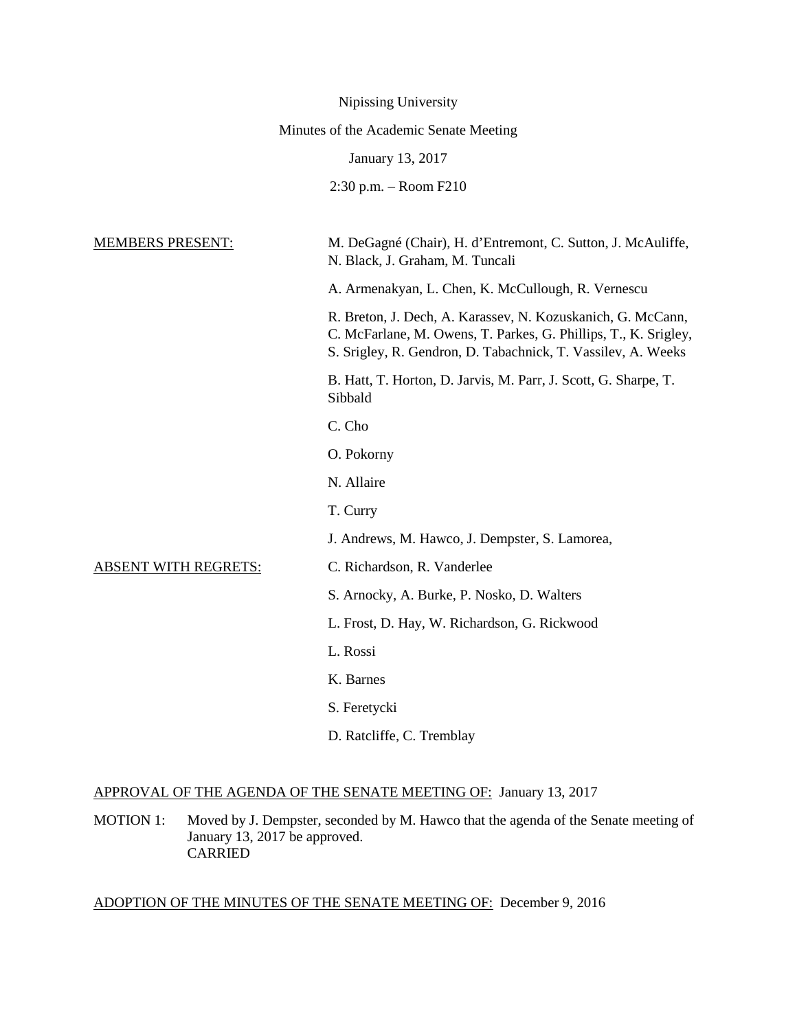Nipissing University

Minutes of the Academic Senate Meeting

January 13, 2017

2:30 p.m. – Room F210

MEMBERS PRESENT: M. DeGagné (Chair), H. d'Entremont, C. Sutton, J. McAuliffe, N. Black, J. Graham, M. Tuncali

A. Armenakyan, L. Chen, K. McCullough, R. Vernescu

R. Breton, J. Dech, A. Karassev, N. Kozuskanich, G. McCann, C. McFarlane, M. Owens, T. Parkes, G. Phillips, T., K. Srigley, S. Srigley, R. Gendron, D. Tabachnick, T. Vassilev, A. Weeks

B. Hatt, T. Horton, D. Jarvis, M. Parr, J. Scott, G. Sharpe, T. Sibbald

C. Cho

O. Pokorny

N. Allaire

T. Curry

J. Andrews, M. Hawco, J. Dempster, S. Lamorea,

ABSENT WITH REGRETS: C. Richardson, R. Vanderlee

S. Arnocky, A. Burke, P. Nosko, D. Walters

L. Frost, D. Hay, W. Richardson, G. Rickwood

L. Rossi

K. Barnes

S. Feretycki

D. Ratcliffe, C. Tremblay

APPROVAL OF THE AGENDA OF THE SENATE MEETING OF: January 13, 2017

MOTION 1: Moved by J. Dempster, seconded by M. Hawco that the agenda of the Senate meeting of January 13, 2017 be approved.
CARRIED

ADOPTION OF THE MINUTES OF THE SENATE MEETING OF: December 9, 2016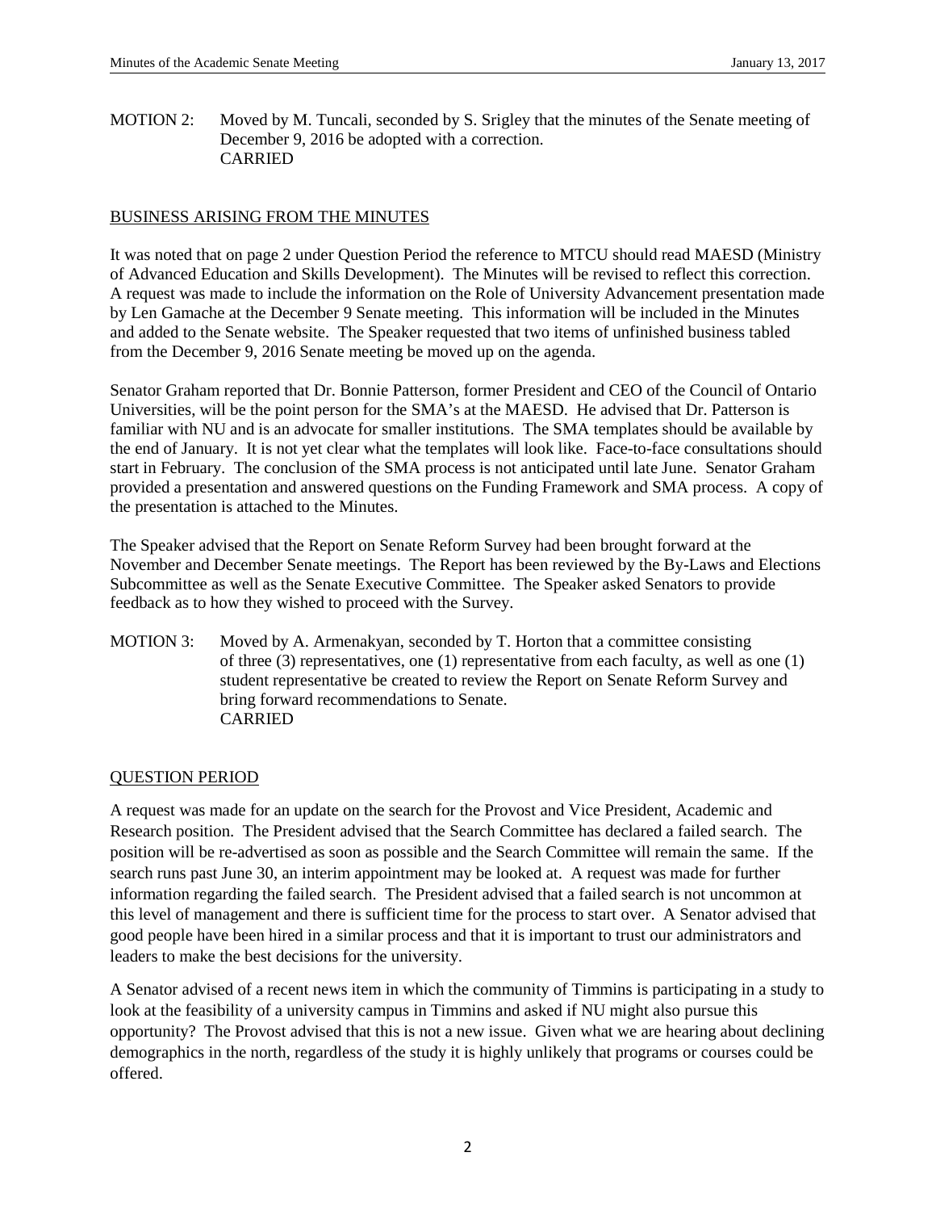MOTION 2: Moved by M. Tuncali, seconded by S. Srigley that the minutes of the Senate meeting of December 9, 2016 be adopted with a correction.
CARRIED

## BUSINESS ARISING FROM THE MINUTES

It was noted that on page 2 under Question Period the reference to MTCU should read MAESD (Ministry of Advanced Education and Skills Development). The Minutes will be revised to reflect this correction. A request was made to include the information on the Role of University Advancement presentation made by Len Gamache at the December 9 Senate meeting. This information will be included in the Minutes and added to the Senate website. The Speaker requested that two items of unfinished business tabled from the December 9, 2016 Senate meeting be moved up on the agenda.

Senator Graham reported that Dr. Bonnie Patterson, former President and CEO of the Council of Ontario Universities, will be the point person for the SMA's at the MAESD. He advised that Dr. Patterson is familiar with NU and is an advocate for smaller institutions. The SMA templates should be available by the end of January. It is not yet clear what the templates will look like. Face-to-face consultations should start in February. The conclusion of the SMA process is not anticipated until late June. Senator Graham provided a presentation and answered questions on the Funding Framework and SMA process. A copy of the presentation is attached to the Minutes.

The Speaker advised that the Report on Senate Reform Survey had been brought forward at the November and December Senate meetings. The Report has been reviewed by the By-Laws and Elections Subcommittee as well as the Senate Executive Committee. The Speaker asked Senators to provide feedback as to how they wished to proceed with the Survey.

MOTION 3: Moved by A. Armenakyan, seconded by T. Horton that a committee consisting of three (3) representatives, one (1) representative from each faculty, as well as one (1) student representative be created to review the Report on Senate Reform Survey and bring forward recommendations to Senate.
CARRIED

## QUESTION PERIOD

A request was made for an update on the search for the Provost and Vice President, Academic and Research position. The President advised that the Search Committee has declared a failed search. The position will be re-advertised as soon as possible and the Search Committee will remain the same. If the search runs past June 30, an interim appointment may be looked at. A request was made for further information regarding the failed search. The President advised that a failed search is not uncommon at this level of management and there is sufficient time for the process to start over. A Senator advised that good people have been hired in a similar process and that it is important to trust our administrators and leaders to make the best decisions for the university.

A Senator advised of a recent news item in which the community of Timmins is participating in a study to look at the feasibility of a university campus in Timmins and asked if NU might also pursue this opportunity? The Provost advised that this is not a new issue. Given what we are hearing about declining demographics in the north, regardless of the study it is highly unlikely that programs or courses could be offered.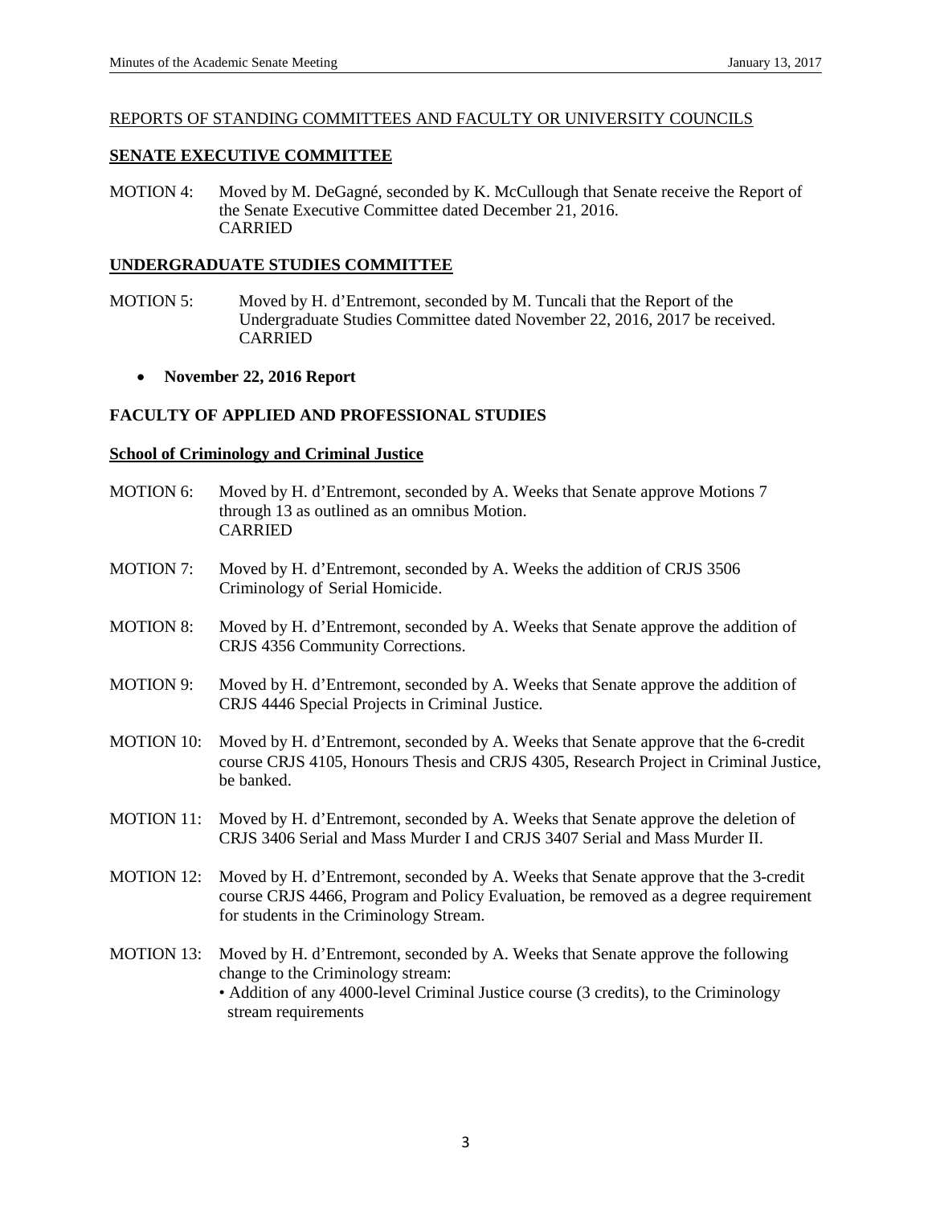REPORTS OF STANDING COMMITTEES AND FACULTY OR UNIVERSITY COUNCILS

## SENATE EXECUTIVE COMMITTEE

MOTION 4: Moved by M. DeGagné, seconded by K. McCullough that Senate receive the Report of the Senate Executive Committee dated December 21, 2016.
CARRIED

## UNDERGRADUATE STUDIES COMMITTEE

MOTION 5: Moved by H. d'Entremont, seconded by M. Tuncali that the Report of the Undergraduate Studies Committee dated November 22, 2016, 2017 be received.
CARRIED

- **November 22, 2016 Report**

## FACULTY OF APPLIED AND PROFESSIONAL STUDIES

### School of Criminology and Criminal Justice

MOTION 6: Moved by H. d'Entremont, seconded by A. Weeks that Senate approve Motions 7 through 13 as outlined as an omnibus Motion.
CARRIED

MOTION 7: Moved by H. d'Entremont, seconded by A. Weeks the addition of CRJS 3506 Criminology of Serial Homicide.

MOTION 8: Moved by H. d'Entremont, seconded by A. Weeks that Senate approve the addition of CRJS 4356 Community Corrections.

MOTION 9: Moved by H. d'Entremont, seconded by A. Weeks that Senate approve the addition of CRJS 4446 Special Projects in Criminal Justice.

MOTION 10: Moved by H. d'Entremont, seconded by A. Weeks that Senate approve that the 6-credit course CRJS 4105, Honours Thesis and CRJS 4305, Research Project in Criminal Justice, be banked.

MOTION 11: Moved by H. d'Entremont, seconded by A. Weeks that Senate approve the deletion of CRJS 3406 Serial and Mass Murder I and CRJS 3407 Serial and Mass Murder II.

MOTION 12: Moved by H. d'Entremont, seconded by A. Weeks that Senate approve that the 3-credit course CRJS 4466, Program and Policy Evaluation, be removed as a degree requirement for students in the Criminology Stream.

MOTION 13: Moved by H. d'Entremont, seconded by A. Weeks that Senate approve the following change to the Criminology stream:

- Addition of any 4000-level Criminal Justice course (3 credits), to the Criminology stream requirements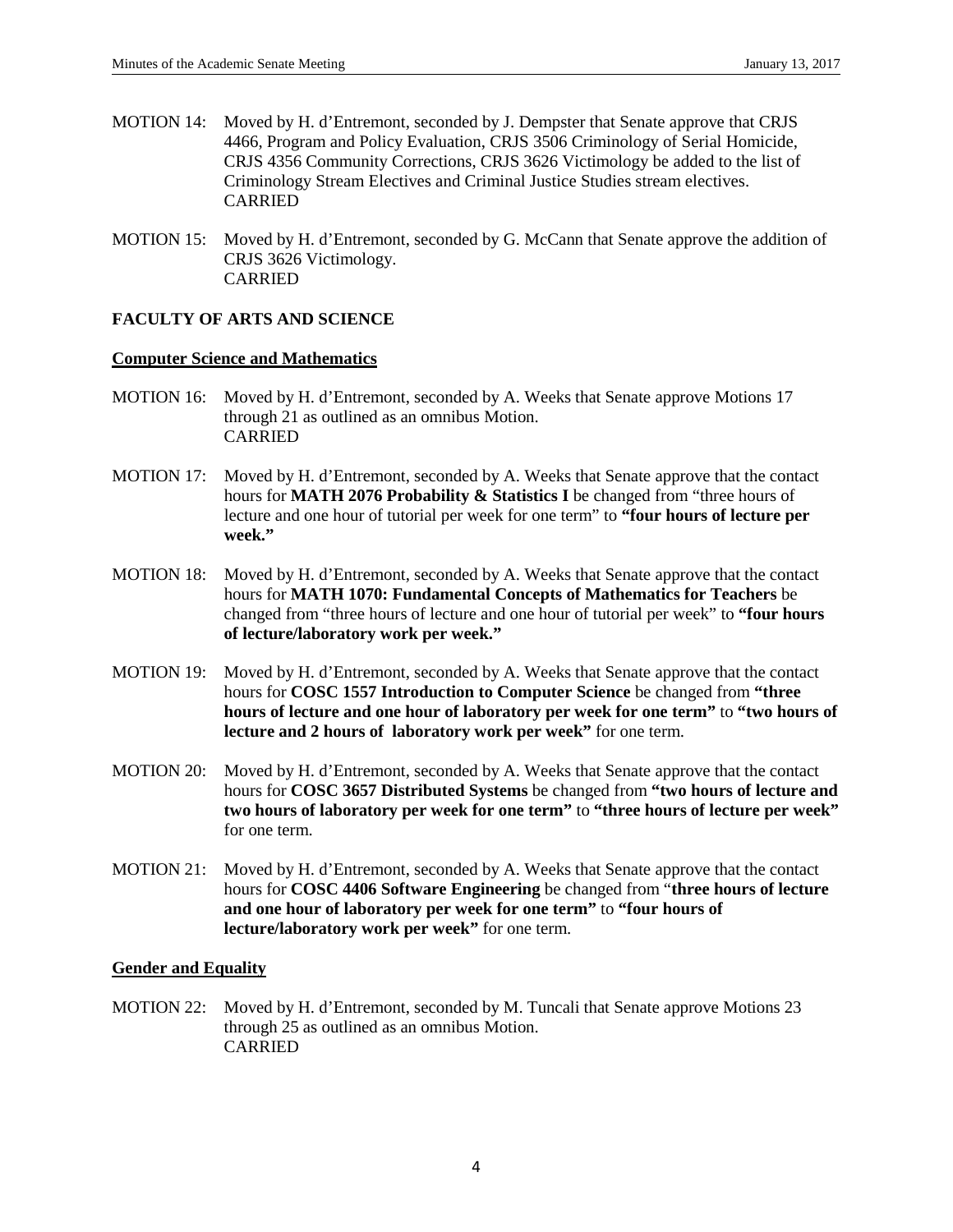MOTION 14: Moved by H. d'Entremont, seconded by J. Dempster that Senate approve that CRJS 4466, Program and Policy Evaluation, CRJS 3506 Criminology of Serial Homicide, CRJS 4356 Community Corrections, CRJS 3626 Victimology be added to the list of Criminology Stream Electives and Criminal Justice Studies stream electives.
CARRIED

MOTION 15: Moved by H. d'Entremont, seconded by G. McCann that Senate approve the addition of CRJS 3626 Victimology.
CARRIED

**FACULTY OF ARTS AND SCIENCE**

**Computer Science and Mathematics**

MOTION 16: Moved by H. d'Entremont, seconded by A. Weeks that Senate approve Motions 17 through 21 as outlined as an omnibus Motion.
CARRIED

MOTION 17: Moved by H. d'Entremont, seconded by A. Weeks that Senate approve that the contact hours for **MATH 2076 Probability & Statistics I** be changed from "three hours of lecture and one hour of tutorial per week for one term" to **"four hours of lecture per week."**

MOTION 18: Moved by H. d'Entremont, seconded by A. Weeks that Senate approve that the contact hours for **MATH 1070: Fundamental Concepts of Mathematics for Teachers** be changed from "three hours of lecture and one hour of tutorial per week" to **"four hours of lecture/laboratory work per week."**

MOTION 19: Moved by H. d'Entremont, seconded by A. Weeks that Senate approve that the contact hours for **COSC 1557 Introduction to Computer Science** be changed from **"three hours of lecture and one hour of laboratory per week for one term"** to **"two hours of lecture and 2 hours of laboratory work per week"** for one term.

MOTION 20: Moved by H. d'Entremont, seconded by A. Weeks that Senate approve that the contact hours for **COSC 3657 Distributed Systems** be changed from **"two hours of lecture and two hours of laboratory per week for one term"** to **"three hours of lecture per week"** for one term.

MOTION 21: Moved by H. d'Entremont, seconded by A. Weeks that Senate approve that the contact hours for **COSC 4406 Software Engineering** be changed from "**three hours of lecture and one hour of laboratory per week for one term"** to **"four hours of lecture/laboratory work per week"** for one term.

**Gender and Equality**

MOTION 22: Moved by H. d'Entremont, seconded by M. Tuncali that Senate approve Motions 23 through 25 as outlined as an omnibus Motion.
CARRIED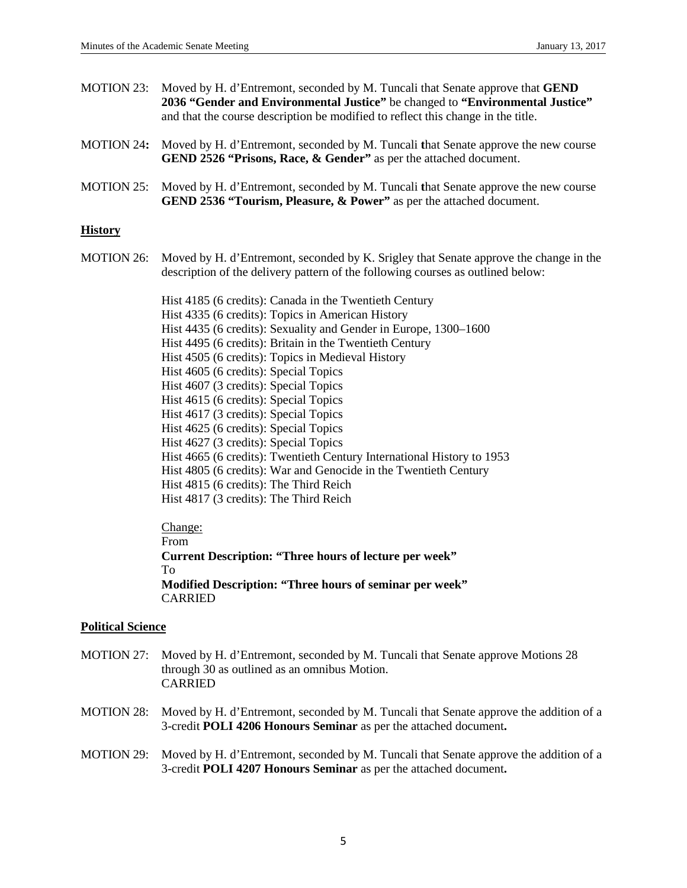MOTION 23: Moved by H. d'Entremont, seconded by M. Tuncali that Senate approve that **GEND 2036 "Gender and Environmental Justice"** be changed to **"Environmental Justice"** and that the course description be modified to reflect this change in the title.

MOTION 24**:** Moved by H. d'Entremont, seconded by M. Tuncali that Senate approve the new course **GEND 2526 "Prisons, Race, & Gender"** as per the attached document.

MOTION 25: Moved by H. d'Entremont, seconded by M. Tuncali that Senate approve the new course **GEND 2536 "Tourism, Pleasure, & Power"** as per the attached document.

**History**

MOTION 26: Moved by H. d'Entremont, seconded by K. Srigley that Senate approve the change in the description of the delivery pattern of the following courses as outlined below:

Hist 4185 (6 credits): Canada in the Twentieth Century
Hist 4335 (6 credits): Topics in American History
Hist 4435 (6 credits): Sexuality and Gender in Europe, 1300–1600
Hist 4495 (6 credits): Britain in the Twentieth Century
Hist 4505 (6 credits): Topics in Medieval History
Hist 4605 (6 credits): Special Topics
Hist 4607 (3 credits): Special Topics
Hist 4615 (6 credits): Special Topics
Hist 4617 (3 credits): Special Topics
Hist 4625 (6 credits): Special Topics
Hist 4627 (3 credits): Special Topics
Hist 4665 (6 credits): Twentieth Century International History to 1953
Hist 4805 (6 credits): War and Genocide in the Twentieth Century
Hist 4815 (6 credits): The Third Reich
Hist 4817 (3 credits): The Third Reich

Change:
From
**Current Description: "Three hours of lecture per week"**
To
**Modified Description: "Three hours of seminar per week"**
CARRIED

**Political Science**

MOTION 27: Moved by H. d'Entremont, seconded by M. Tuncali that Senate approve Motions 28 through 30 as outlined as an omnibus Motion.
CARRIED

MOTION 28: Moved by H. d'Entremont, seconded by M. Tuncali that Senate approve the addition of a 3-credit **POLI 4206 Honours Seminar** as per the attached document**.**

MOTION 29: Moved by H. d'Entremont, seconded by M. Tuncali that Senate approve the addition of a 3-credit **POLI 4207 Honours Seminar** as per the attached document**.**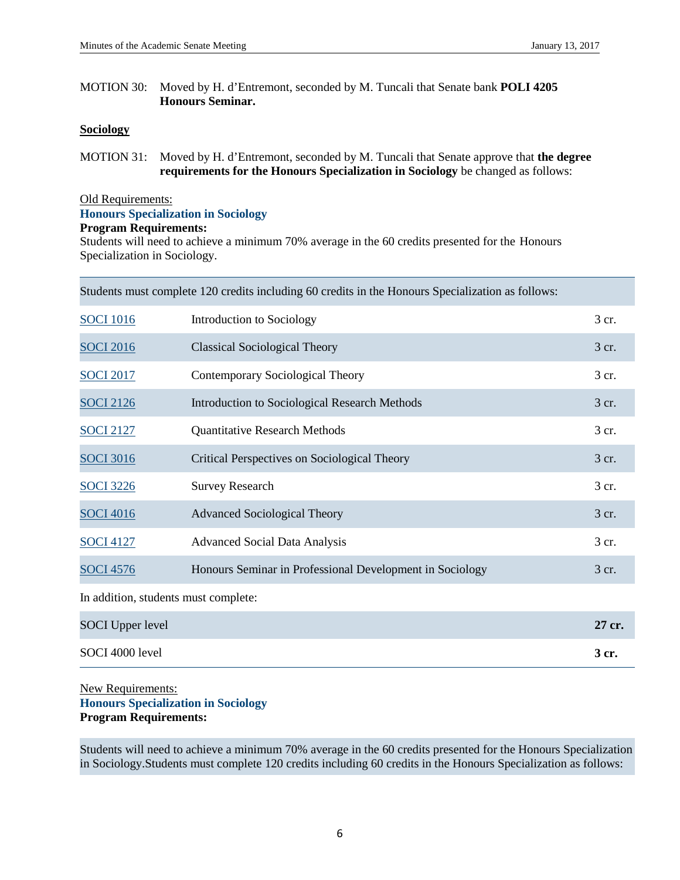MOTION 30: Moved by H. d'Entremont, seconded by M. Tuncali that Senate bank **POLI 4205 Honours Seminar.**

**Sociology**

MOTION 31: Moved by H. d'Entremont, seconded by M. Tuncali that Senate approve that **the degree requirements for the Honours Specialization in Sociology** be changed as follows:

Old Requirements:

**Honours Specialization in Sociology**

**Program Requirements:**

Students will need to achieve a minimum 70% average in the 60 credits presented for the Honours Specialization in Sociology.

Students must complete 120 credits including 60 credits in the Honours Specialization as follows:

| | | |
|---|---|---|
| SOCI 1016 | Introduction to Sociology | 3 cr. |
| SOCI 2016 | Classical Sociological Theory | 3 cr. |
| SOCI 2017 | Contemporary Sociological Theory | 3 cr. |
| SOCI 2126 | Introduction to Sociological Research Methods | 3 cr. |
| SOCI 2127 | Quantitative Research Methods | 3 cr. |
| SOCI 3016 | Critical Perspectives on Sociological Theory | 3 cr. |
| SOCI 3226 | Survey Research | 3 cr. |
| SOCI 4016 | Advanced Sociological Theory | 3 cr. |
| SOCI 4127 | Advanced Social Data Analysis | 3 cr. |
| SOCI 4576 | Honours Seminar in Professional Development in Sociology | 3 cr. |

In addition, students must complete:

| | |
|---|---|
| SOCI Upper level | **27 cr.** |
| SOCI 4000 level | **3 cr.** |

New Requirements:

**Honours Specialization in Sociology**

**Program Requirements:**

Students will need to achieve a minimum 70% average in the 60 credits presented for the Honours Specialization in Sociology.Students must complete 120 credits including 60 credits in the Honours Specialization as follows: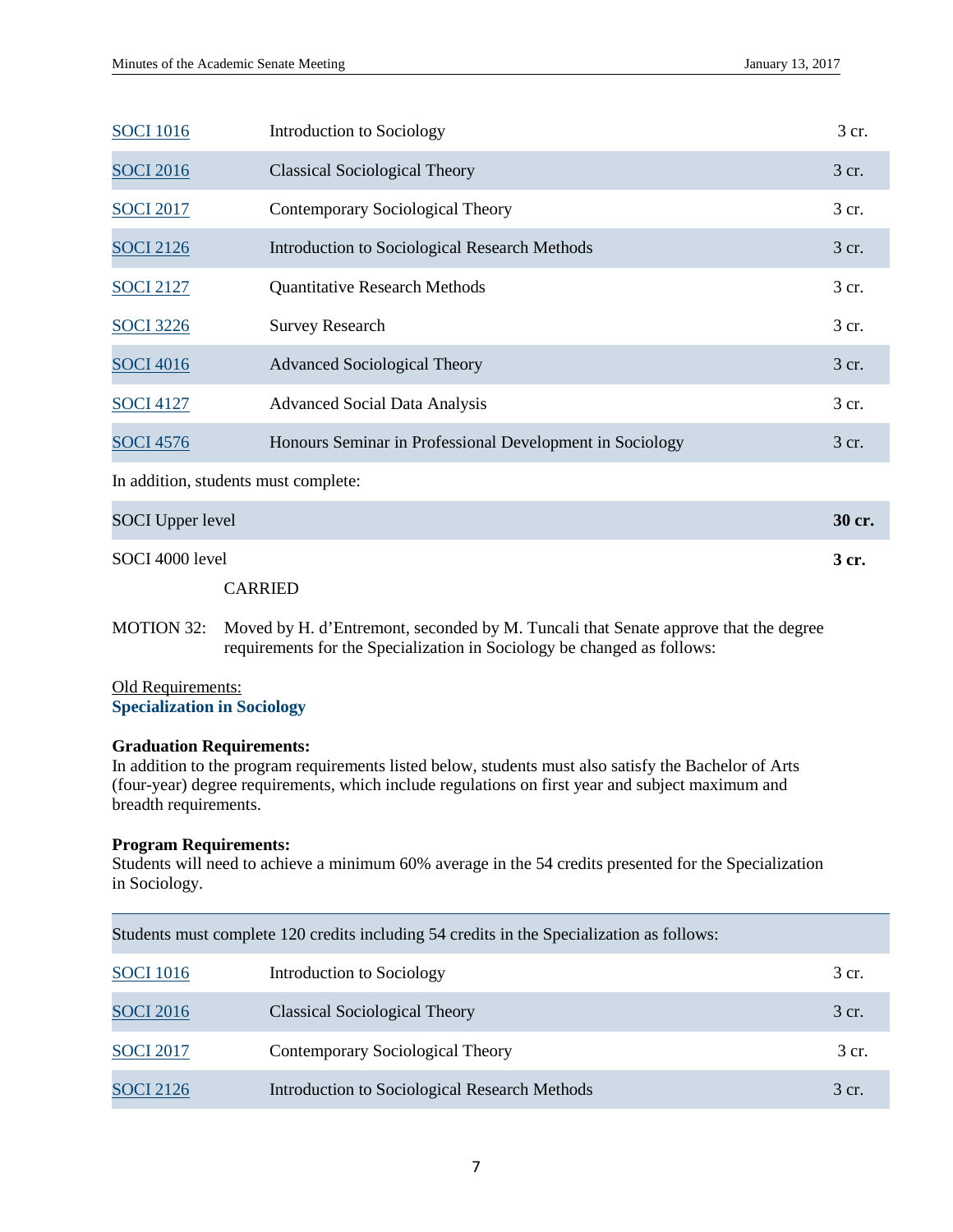| | | |
|---|---|---|
| SOCI 1016 | Introduction to Sociology | 3 cr. |
| SOCI 2016 | Classical Sociological Theory | 3 cr. |
| SOCI 2017 | Contemporary Sociological Theory | 3 cr. |
| SOCI 2126 | Introduction to Sociological Research Methods | 3 cr. |
| SOCI 2127 | Quantitative Research Methods | 3 cr. |
| SOCI 3226 | Survey Research | 3 cr. |
| SOCI 4016 | Advanced Sociological Theory | 3 cr. |
| SOCI 4127 | Advanced Social Data Analysis | 3 cr. |
| SOCI 4576 | Honours Seminar in Professional Development in Sociology | 3 cr. |

In addition, students must complete:

| | |
|---|---|
| SOCI Upper level | **30 cr.** |
| SOCI 4000 level | **3 cr.** |

CARRIED

MOTION 32: Moved by H. d'Entremont, seconded by M. Tuncali that Senate approve that the degree requirements for the Specialization in Sociology be changed as follows:

Old Requirements:

**Specialization in Sociology**

**Graduation Requirements:**
In addition to the program requirements listed below, students must also satisfy the Bachelor of Arts (four-year) degree requirements, which include regulations on first year and subject maximum and breadth requirements.

**Program Requirements:**
Students will need to achieve a minimum 60% average in the 54 credits presented for the Specialization in Sociology.

| Students must complete 120 credits including 54 credits in the Specialization as follows: | | |
|---|---|---|
| SOCI 1016 | Introduction to Sociology | 3 cr. |
| SOCI 2016 | Classical Sociological Theory | 3 cr. |
| SOCI 2017 | Contemporary Sociological Theory | 3 cr. |
| SOCI 2126 | Introduction to Sociological Research Methods | 3 cr. |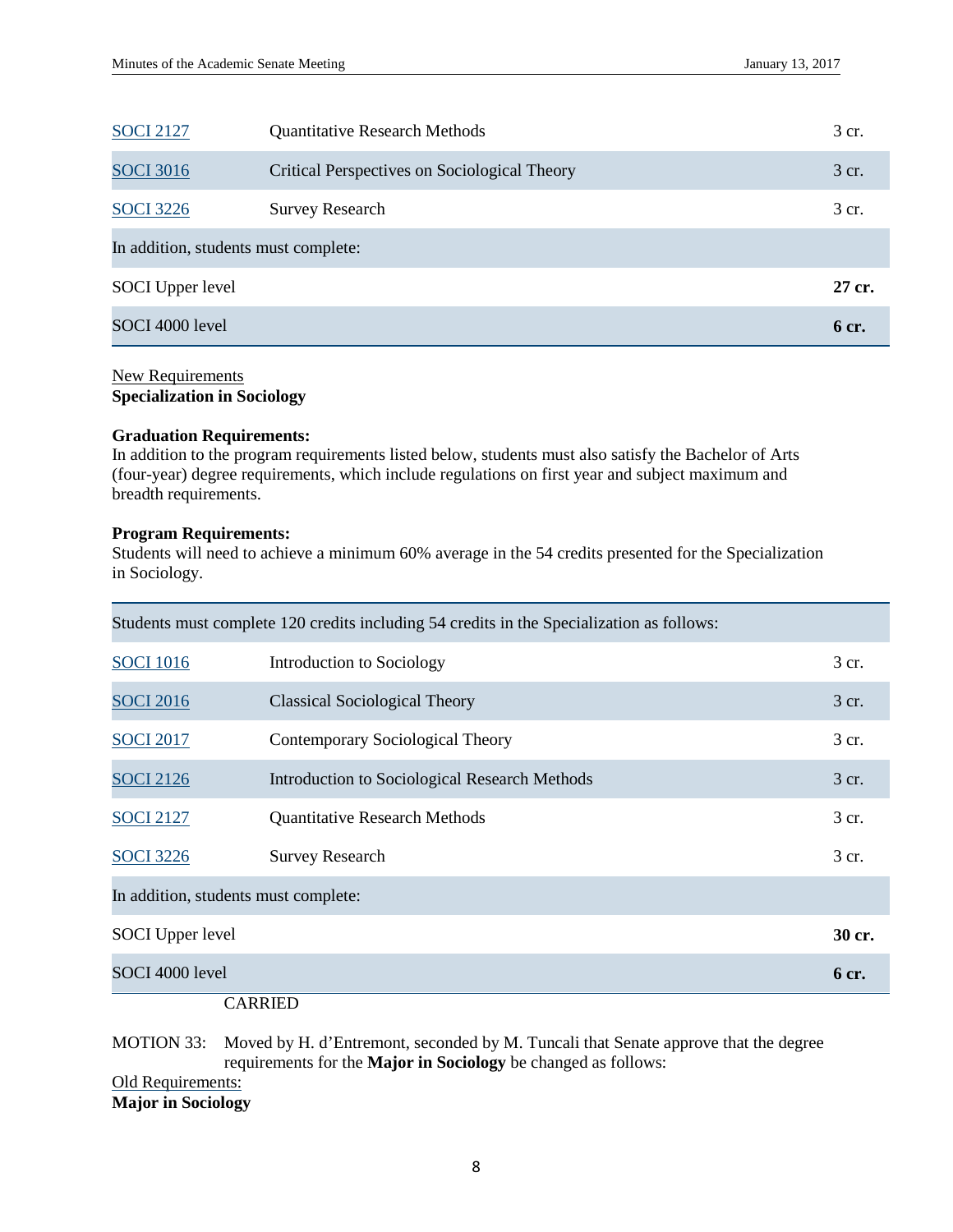| | | |
|---|---|---|
| SOCI 2127 | Quantitative Research Methods | 3 cr. |
| SOCI 3016 | Critical Perspectives on Sociological Theory | 3 cr. |
| SOCI 3226 | Survey Research | 3 cr. |
| In addition, students must complete: | | |
| SOCI Upper level | | **27 cr.** |
| SOCI 4000 level | | **6 cr.** |

New Requirements
**Specialization in Sociology**

**Graduation Requirements:**
In addition to the program requirements listed below, students must also satisfy the Bachelor of Arts (four-year) degree requirements, which include regulations on first year and subject maximum and breadth requirements.

**Program Requirements:**
Students will need to achieve a minimum 60% average in the 54 credits presented for the Specialization in Sociology.

| Students must complete 120 credits including 54 credits in the Specialization as follows: | | |
|---|---|---|
| SOCI 1016 | Introduction to Sociology | 3 cr. |
| SOCI 2016 | Classical Sociological Theory | 3 cr. |
| SOCI 2017 | Contemporary Sociological Theory | 3 cr. |
| SOCI 2126 | Introduction to Sociological Research Methods | 3 cr. |
| SOCI 2127 | Quantitative Research Methods | 3 cr. |
| SOCI 3226 | Survey Research | 3 cr. |
| In addition, students must complete: | | |
| SOCI Upper level | | **30 cr.** |
| SOCI 4000 level | | **6 cr.** |

CARRIED

MOTION 33: Moved by H. d'Entremont, seconded by M. Tuncali that Senate approve that the degree requirements for the **Major in Sociology** be changed as follows:

Old Requirements:
**Major in Sociology**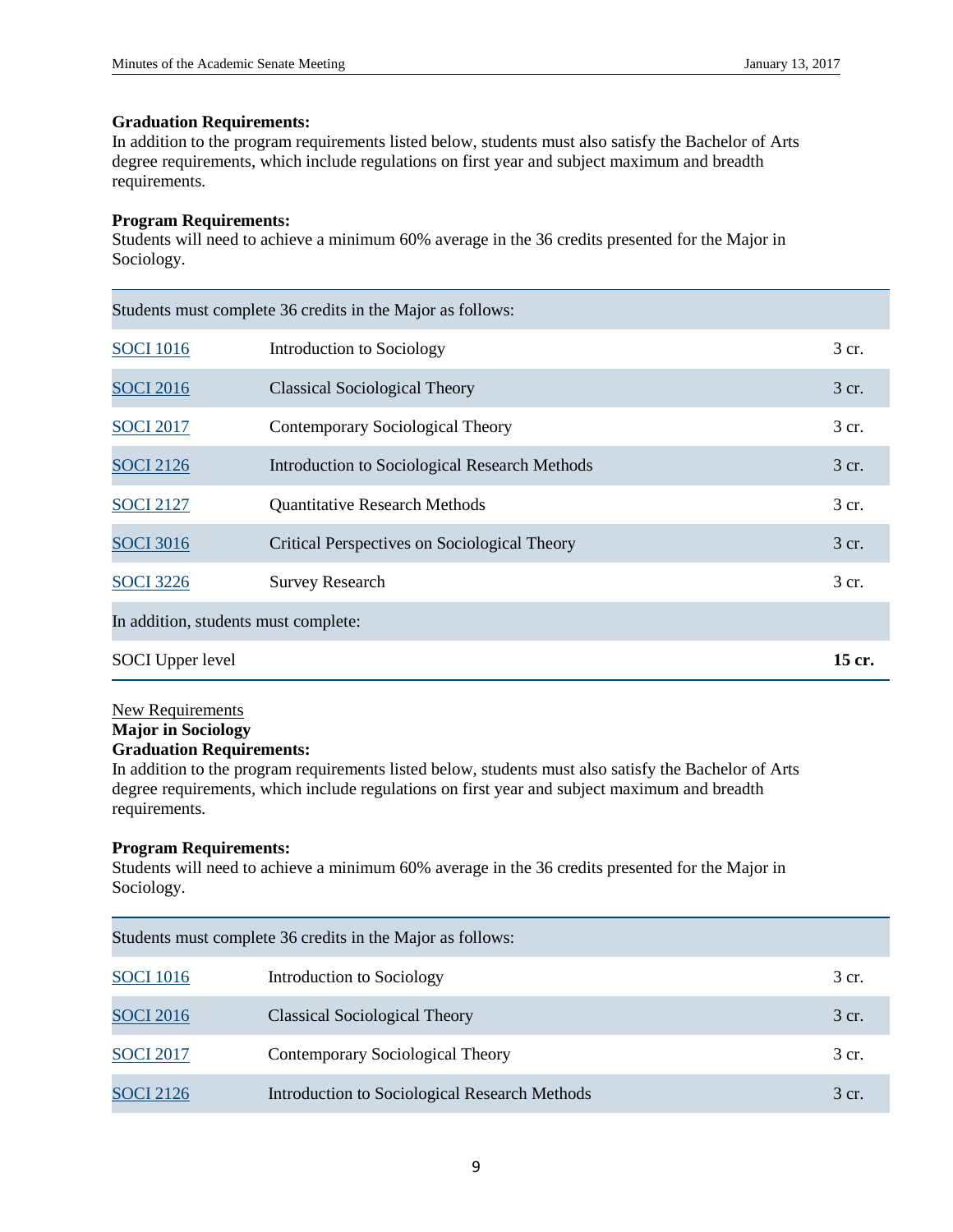**Graduation Requirements:**
In addition to the program requirements listed below, students must also satisfy the Bachelor of Arts degree requirements, which include regulations on first year and subject maximum and breadth requirements.

**Program Requirements:**
Students will need to achieve a minimum 60% average in the 36 credits presented for the Major in Sociology.

| Students must complete 36 credits in the Major as follows: | | |
|---|---|---|
| SOCI 1016 | Introduction to Sociology | 3 cr. |
| SOCI 2016 | Classical Sociological Theory | 3 cr. |
| SOCI 2017 | Contemporary Sociological Theory | 3 cr. |
| SOCI 2126 | Introduction to Sociological Research Methods | 3 cr. |
| SOCI 2127 | Quantitative Research Methods | 3 cr. |
| SOCI 3016 | Critical Perspectives on Sociological Theory | 3 cr. |
| SOCI 3226 | Survey Research | 3 cr. |
| In addition, students must complete: | | |
| SOCI Upper level | | **15 cr.** |

New Requirements

**Major in Sociology**

**Graduation Requirements:**
In addition to the program requirements listed below, students must also satisfy the Bachelor of Arts degree requirements, which include regulations on first year and subject maximum and breadth requirements.

**Program Requirements:**
Students will need to achieve a minimum 60% average in the 36 credits presented for the Major in Sociology.

| Students must complete 36 credits in the Major as follows: | | |
|---|---|---|
| SOCI 1016 | Introduction to Sociology | 3 cr. |
| SOCI 2016 | Classical Sociological Theory | 3 cr. |
| SOCI 2017 | Contemporary Sociological Theory | 3 cr. |
| SOCI 2126 | Introduction to Sociological Research Methods | 3 cr. |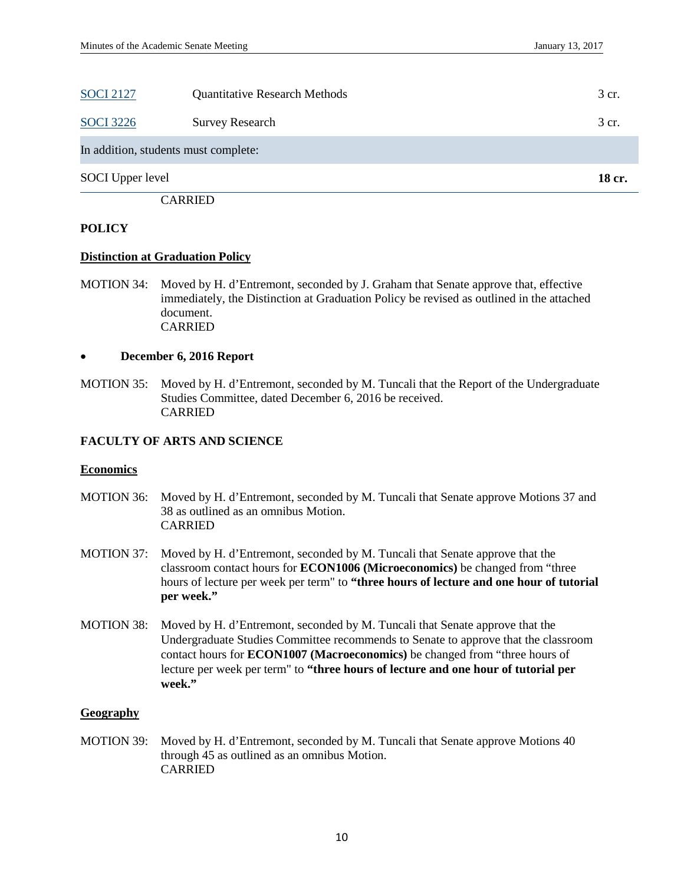| | | |
|---|---|---|
| SOCI 2127 | Quantitative Research Methods | 3 cr. |
| SOCI 3226 | Survey Research | 3 cr. |
| In addition, students must complete: | | |
| SOCI Upper level | | **18 cr.** |

CARRIED

**POLICY**

**Distinction at Graduation Policy**

MOTION 34: Moved by H. d'Entremont, seconded by J. Graham that Senate approve that, effective immediately, the Distinction at Graduation Policy be revised as outlined in the attached document.
CARRIED

- **December 6, 2016 Report**

MOTION 35: Moved by H. d'Entremont, seconded by M. Tuncali that the Report of the Undergraduate Studies Committee, dated December 6, 2016 be received.
CARRIED

**FACULTY OF ARTS AND SCIENCE**

**Economics**

MOTION 36: Moved by H. d'Entremont, seconded by M. Tuncali that Senate approve Motions 37 and 38 as outlined as an omnibus Motion.
CARRIED

MOTION 37: Moved by H. d'Entremont, seconded by M. Tuncali that Senate approve that the classroom contact hours for **ECON1006 (Microeconomics)** be changed from "three hours of lecture per week per term" to **"three hours of lecture and one hour of tutorial per week."**

MOTION 38: Moved by H. d'Entremont, seconded by M. Tuncali that Senate approve that the Undergraduate Studies Committee recommends to Senate to approve that the classroom contact hours for **ECON1007 (Macroeconomics)** be changed from "three hours of lecture per week per term" to **"three hours of lecture and one hour of tutorial per week."**

**Geography**

MOTION 39: Moved by H. d'Entremont, seconded by M. Tuncali that Senate approve Motions 40 through 45 as outlined as an omnibus Motion.
CARRIED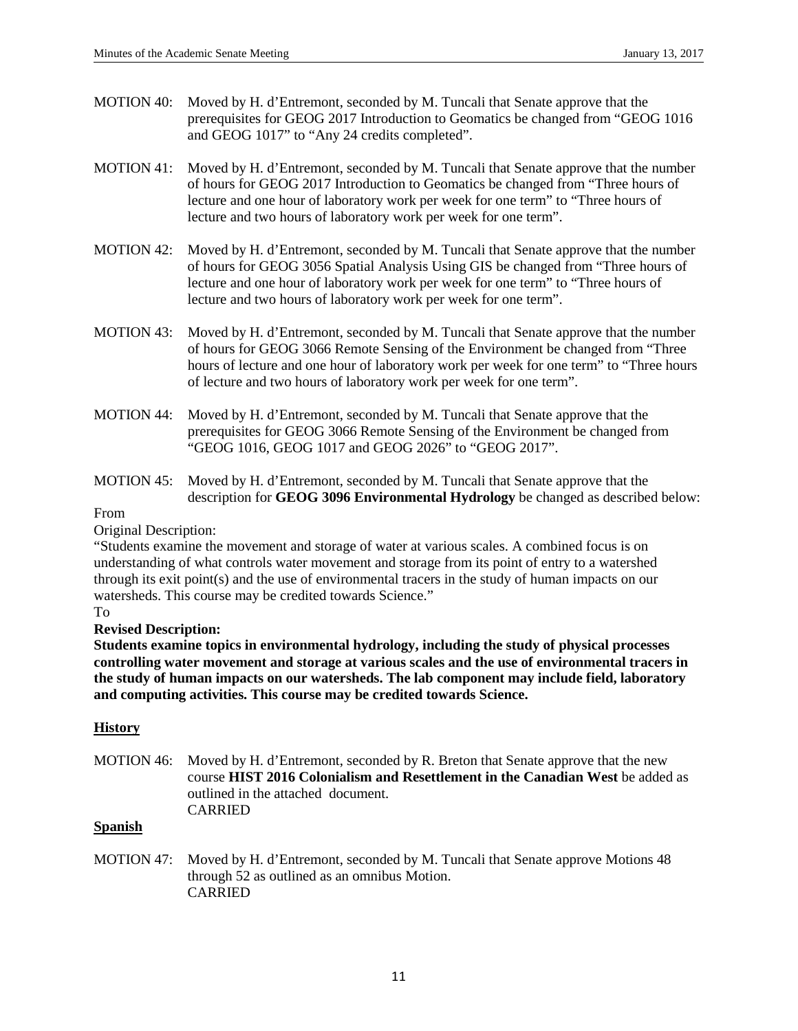MOTION 40: Moved by H. d'Entremont, seconded by M. Tuncali that Senate approve that the prerequisites for GEOG 2017 Introduction to Geomatics be changed from "GEOG 1016 and GEOG 1017" to "Any 24 credits completed".

MOTION 41: Moved by H. d'Entremont, seconded by M. Tuncali that Senate approve that the number of hours for GEOG 2017 Introduction to Geomatics be changed from "Three hours of lecture and one hour of laboratory work per week for one term" to "Three hours of lecture and two hours of laboratory work per week for one term".

MOTION 42: Moved by H. d'Entremont, seconded by M. Tuncali that Senate approve that the number of hours for GEOG 3056 Spatial Analysis Using GIS be changed from "Three hours of lecture and one hour of laboratory work per week for one term" to "Three hours of lecture and two hours of laboratory work per week for one term".

MOTION 43: Moved by H. d'Entremont, seconded by M. Tuncali that Senate approve that the number of hours for GEOG 3066 Remote Sensing of the Environment be changed from "Three hours of lecture and one hour of laboratory work per week for one term" to "Three hours of lecture and two hours of laboratory work per week for one term".

MOTION 44: Moved by H. d'Entremont, seconded by M. Tuncali that Senate approve that the prerequisites for GEOG 3066 Remote Sensing of the Environment be changed from "GEOG 1016, GEOG 1017 and GEOG 2026" to "GEOG 2017".

MOTION 45: Moved by H. d'Entremont, seconded by M. Tuncali that Senate approve that the description for **GEOG 3096 Environmental Hydrology** be changed as described below:

From

Original Description:

"Students examine the movement and storage of water at various scales. A combined focus is on understanding of what controls water movement and storage from its point of entry to a watershed through its exit point(s) and the use of environmental tracers in the study of human impacts on our watersheds. This course may be credited towards Science."

To

**Revised Description:**

**Students examine topics in environmental hydrology, including the study of physical processes controlling water movement and storage at various scales and the use of environmental tracers in the study of human impacts on our watersheds. The lab component may include field, laboratory and computing activities. This course may be credited towards Science.**

## History

MOTION 46: Moved by H. d'Entremont, seconded by R. Breton that Senate approve that the new course **HIST 2016 Colonialism and Resettlement in the Canadian West** be added as outlined in the attached document.
CARRIED

## Spanish

MOTION 47: Moved by H. d'Entremont, seconded by M. Tuncali that Senate approve Motions 48 through 52 as outlined as an omnibus Motion.
CARRIED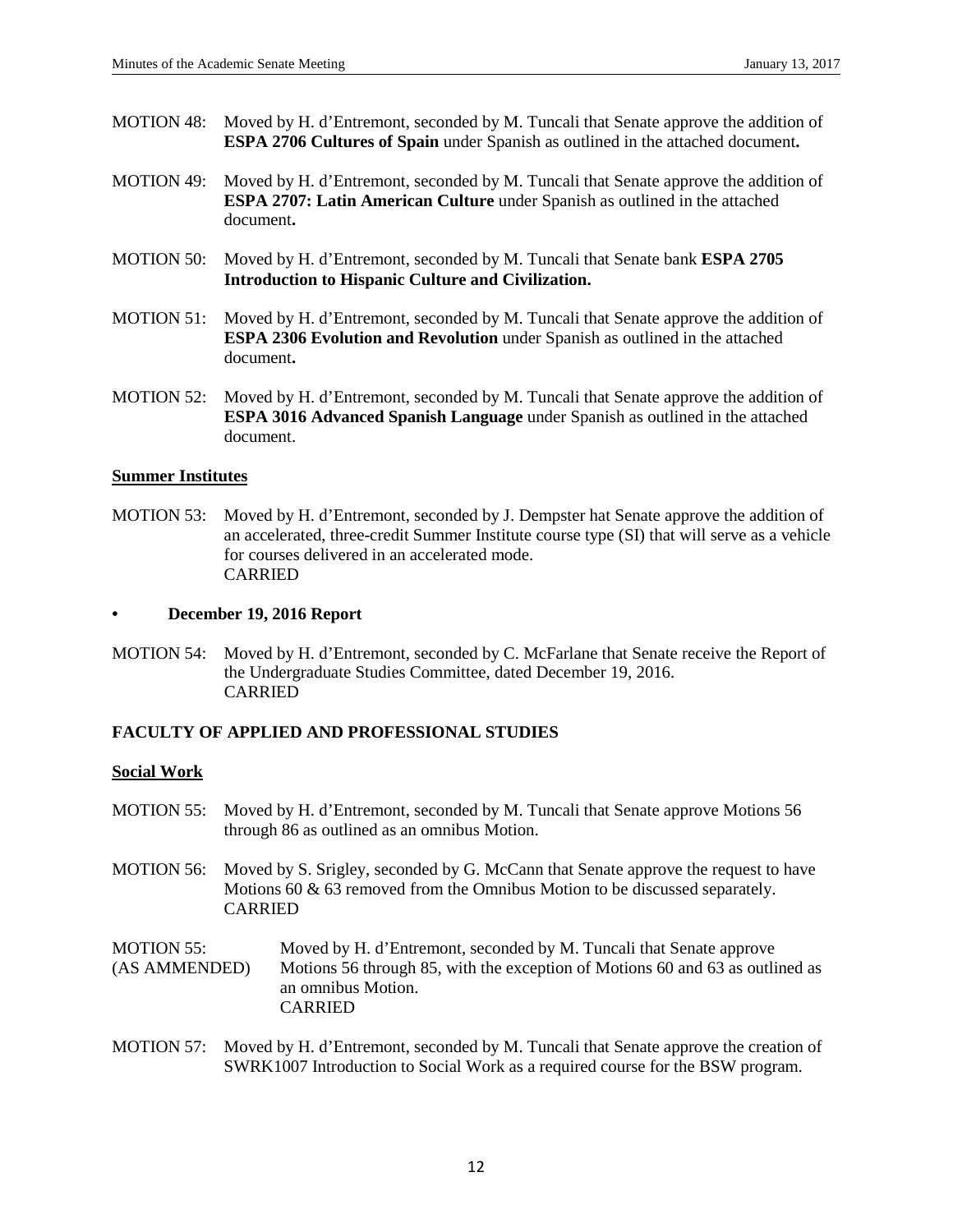MOTION 48: Moved by H. d'Entremont, seconded by M. Tuncali that Senate approve the addition of **ESPA 2706 Cultures of Spain** under Spanish as outlined in the attached document**.**

MOTION 49: Moved by H. d'Entremont, seconded by M. Tuncali that Senate approve the addition of **ESPA 2707: Latin American Culture** under Spanish as outlined in the attached document**.**

MOTION 50: Moved by H. d'Entremont, seconded by M. Tuncali that Senate bank **ESPA 2705 Introduction to Hispanic Culture and Civilization.**

MOTION 51: Moved by H. d'Entremont, seconded by M. Tuncali that Senate approve the addition of **ESPA 2306 Evolution and Revolution** under Spanish as outlined in the attached document**.**

MOTION 52: Moved by H. d'Entremont, seconded by M. Tuncali that Senate approve the addition of **ESPA 3016 Advanced Spanish Language** under Spanish as outlined in the attached document.

**Summer Institutes**

MOTION 53: Moved by H. d'Entremont, seconded by J. Dempster hat Senate approve the addition of an accelerated, three-credit Summer Institute course type (SI) that will serve as a vehicle for courses delivered in an accelerated mode.
CARRIED

- **December 19, 2016 Report**

MOTION 54: Moved by H. d'Entremont, seconded by C. McFarlane that Senate receive the Report of the Undergraduate Studies Committee, dated December 19, 2016.
CARRIED

**FACULTY OF APPLIED AND PROFESSIONAL STUDIES**

**Social Work**

MOTION 55: Moved by H. d'Entremont, seconded by M. Tuncali that Senate approve Motions 56 through 86 as outlined as an omnibus Motion.

MOTION 56: Moved by S. Srigley, seconded by G. McCann that Senate approve the request to have Motions 60 & 63 removed from the Omnibus Motion to be discussed separately.
CARRIED

MOTION 55: (AS AMMENDED) Moved by H. d'Entremont, seconded by M. Tuncali that Senate approve Motions 56 through 85, with the exception of Motions 60 and 63 as outlined as an omnibus Motion.
CARRIED

MOTION 57: Moved by H. d'Entremont, seconded by M. Tuncali that Senate approve the creation of SWRK1007 Introduction to Social Work as a required course for the BSW program.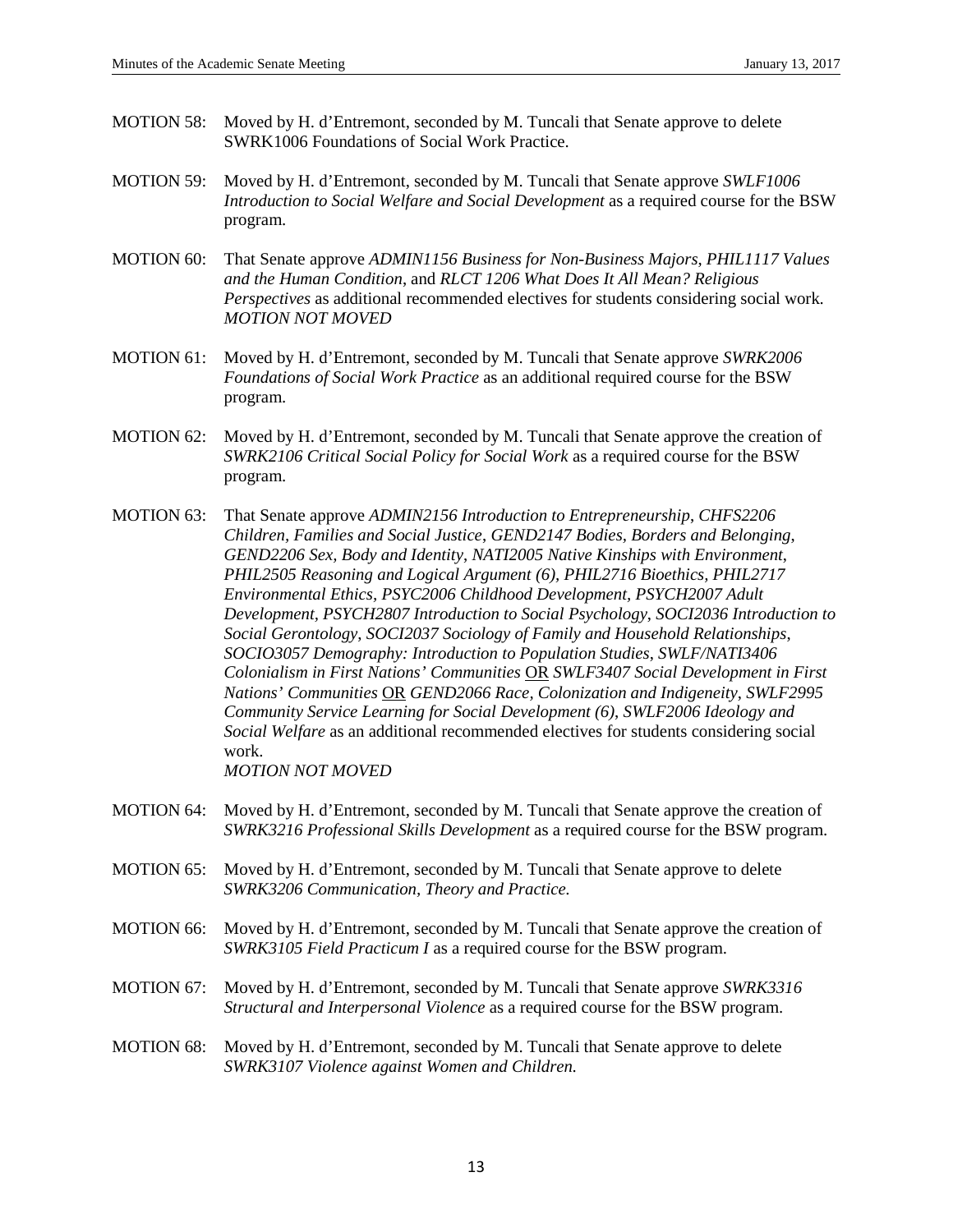MOTION 58: Moved by H. d'Entremont, seconded by M. Tuncali that Senate approve to delete SWRK1006 Foundations of Social Work Practice.

MOTION 59: Moved by H. d'Entremont, seconded by M. Tuncali that Senate approve *SWLF1006 Introduction to Social Welfare and Social Development* as a required course for the BSW program.

MOTION 60: That Senate approve *ADMIN1156 Business for Non-Business Majors*, *PHIL1117 Values and the Human Condition*, and *RLCT 1206 What Does It All Mean? Religious Perspectives* as additional recommended electives for students considering social work.
*MOTION NOT MOVED*

MOTION 61: Moved by H. d'Entremont, seconded by M. Tuncali that Senate approve *SWRK2006 Foundations of Social Work Practice* as an additional required course for the BSW program.

MOTION 62: Moved by H. d'Entremont, seconded by M. Tuncali that Senate approve the creation of *SWRK2106 Critical Social Policy for Social Work* as a required course for the BSW program.

MOTION 63: That Senate approve *ADMIN2156 Introduction to Entrepreneurship*, *CHFS2206 Children, Families and Social Justice*, *GEND2147 Bodies, Borders and Belonging*, *GEND2206 Sex, Body and Identity*, *NATI2005 Native Kinships with Environment*, *PHIL2505 Reasoning and Logical Argument (6), PHIL2716 Bioethics, PHIL2717 Environmental Ethics, PSYC2006 Childhood Development*, *PSYCH2007 Adult Development, PSYCH2807 Introduction to Social Psychology*, *SOCI2036 Introduction to Social Gerontology*, *SOCI2037 Sociology of Family and Household Relationships*, *SOCIO3057 Demography: Introduction to Population Studies*, *SWLF/NATI3406 Colonialism in First Nations' Communities* OR *SWLF3407 Social Development in First Nations' Communities* OR *GEND2066 Race, Colonization and Indigeneity*, *SWLF2995 Community Service Learning for Social Development (6)*, *SWLF2006 Ideology and Social Welfare* as an additional recommended electives for students considering social work.
*MOTION NOT MOVED*

MOTION 64: Moved by H. d'Entremont, seconded by M. Tuncali that Senate approve the creation of *SWRK3216 Professional Skills Development* as a required course for the BSW program.

MOTION 65: Moved by H. d'Entremont, seconded by M. Tuncali that Senate approve to delete *SWRK3206 Communication, Theory and Practice.*

MOTION 66: Moved by H. d'Entremont, seconded by M. Tuncali that Senate approve the creation of *SWRK3105 Field Practicum I* as a required course for the BSW program.

MOTION 67: Moved by H. d'Entremont, seconded by M. Tuncali that Senate approve *SWRK3316 Structural and Interpersonal Violence* as a required course for the BSW program.

MOTION 68: Moved by H. d'Entremont, seconded by M. Tuncali that Senate approve to delete *SWRK3107 Violence against Women and Children.*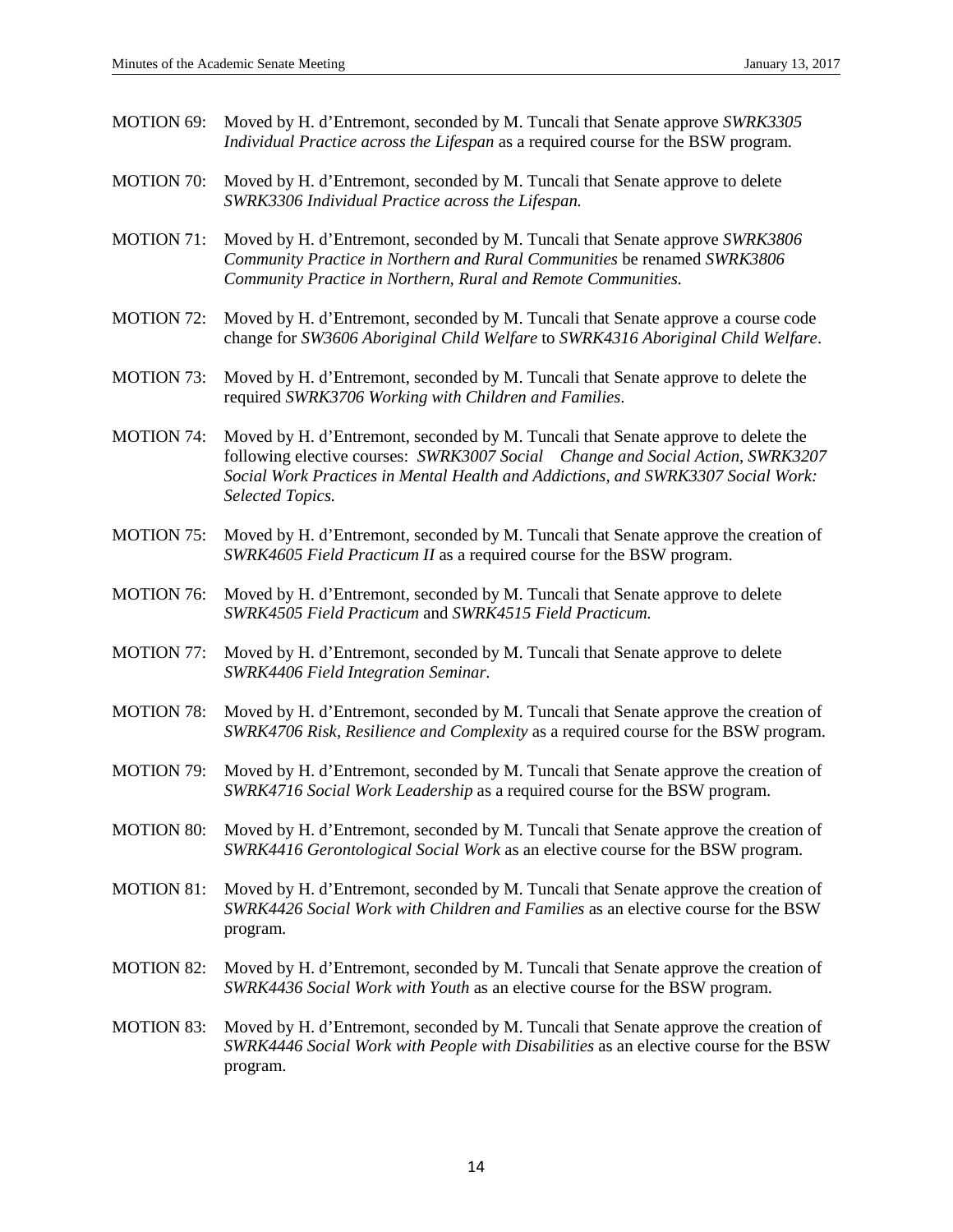MOTION 69: Moved by H. d'Entremont, seconded by M. Tuncali that Senate approve *SWRK3305 Individual Practice across the Lifespan* as a required course for the BSW program.

MOTION 70: Moved by H. d'Entremont, seconded by M. Tuncali that Senate approve to delete *SWRK3306 Individual Practice across the Lifespan.*

MOTION 71: Moved by H. d'Entremont, seconded by M. Tuncali that Senate approve *SWRK3806 Community Practice in Northern and Rural Communities* be renamed *SWRK3806 Community Practice in Northern, Rural and Remote Communities.*

MOTION 72: Moved by H. d'Entremont, seconded by M. Tuncali that Senate approve a course code change for *SW3606 Aboriginal Child Welfare* to *SWRK4316 Aboriginal Child Welfare*.

MOTION 73: Moved by H. d'Entremont, seconded by M. Tuncali that Senate approve to delete the required *SWRK3706 Working with Children and Families*.

MOTION 74: Moved by H. d'Entremont, seconded by M. Tuncali that Senate approve to delete the following elective courses: *SWRK3007 Social Change and Social Action, SWRK3207 Social Work Practices in Mental Health and Addictions, and SWRK3307 Social Work: Selected Topics.*

MOTION 75: Moved by H. d'Entremont, seconded by M. Tuncali that Senate approve the creation of *SWRK4605 Field Practicum II* as a required course for the BSW program.

MOTION 76: Moved by H. d'Entremont, seconded by M. Tuncali that Senate approve to delete *SWRK4505 Field Practicum* and *SWRK4515 Field Practicum.*

MOTION 77: Moved by H. d'Entremont, seconded by M. Tuncali that Senate approve to delete *SWRK4406 Field Integration Seminar*.

MOTION 78: Moved by H. d'Entremont, seconded by M. Tuncali that Senate approve the creation of *SWRK4706 Risk, Resilience and Complexity* as a required course for the BSW program.

MOTION 79: Moved by H. d'Entremont, seconded by M. Tuncali that Senate approve the creation of *SWRK4716 Social Work Leadership* as a required course for the BSW program.

MOTION 80: Moved by H. d'Entremont, seconded by M. Tuncali that Senate approve the creation of *SWRK4416 Gerontological Social Work* as an elective course for the BSW program.

MOTION 81: Moved by H. d'Entremont, seconded by M. Tuncali that Senate approve the creation of *SWRK4426 Social Work with Children and Families* as an elective course for the BSW program.

MOTION 82: Moved by H. d'Entremont, seconded by M. Tuncali that Senate approve the creation of *SWRK4436 Social Work with Youth* as an elective course for the BSW program.

MOTION 83: Moved by H. d'Entremont, seconded by M. Tuncali that Senate approve the creation of *SWRK4446 Social Work with People with Disabilities* as an elective course for the BSW program.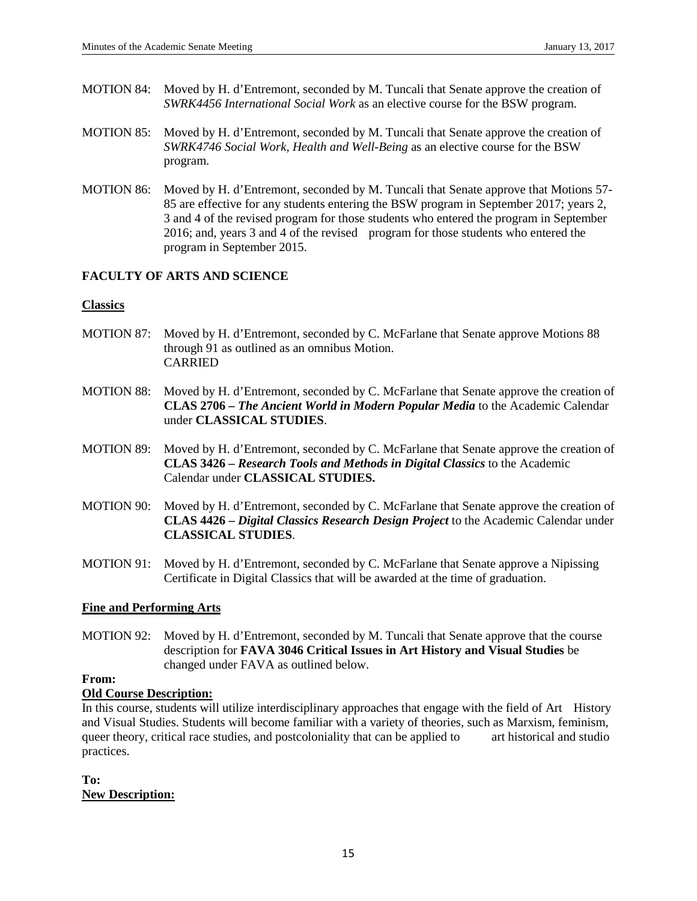MOTION 84: Moved by H. d'Entremont, seconded by M. Tuncali that Senate approve the creation of *SWRK4456 International Social Work* as an elective course for the BSW program.

MOTION 85: Moved by H. d'Entremont, seconded by M. Tuncali that Senate approve the creation of *SWRK4746 Social Work, Health and Well-Being* as an elective course for the BSW program.

MOTION 86: Moved by H. d'Entremont, seconded by M. Tuncali that Senate approve that Motions 57-85 are effective for any students entering the BSW program in September 2017; years 2, 3 and 4 of the revised program for those students who entered the program in September 2016; and, years 3 and 4 of the revised program for those students who entered the program in September 2015.

## FACULTY OF ARTS AND SCIENCE

### Classics

MOTION 87: Moved by H. d'Entremont, seconded by C. McFarlane that Senate approve Motions 88 through 91 as outlined as an omnibus Motion.
CARRIED

MOTION 88: Moved by H. d'Entremont, seconded by C. McFarlane that Senate approve the creation of **CLAS 2706 – *The Ancient World in Modern Popular Media*** to the Academic Calendar under **CLASSICAL STUDIES**.

MOTION 89: Moved by H. d'Entremont, seconded by C. McFarlane that Senate approve the creation of **CLAS 3426 – *Research Tools and Methods in Digital Classics*** to the Academic Calendar under **CLASSICAL STUDIES.**

MOTION 90: Moved by H. d'Entremont, seconded by C. McFarlane that Senate approve the creation of **CLAS 4426 – *Digital Classics Research Design Project*** to the Academic Calendar under **CLASSICAL STUDIES**.

MOTION 91: Moved by H. d'Entremont, seconded by C. McFarlane that Senate approve a Nipissing Certificate in Digital Classics that will be awarded at the time of graduation.

### Fine and Performing Arts

MOTION 92: Moved by H. d'Entremont, seconded by M. Tuncali that Senate approve that the course description for **FAVA 3046 Critical Issues in Art History and Visual Studies** be changed under FAVA as outlined below.

**From:**

**Old Course Description:**

In this course, students will utilize interdisciplinary approaches that engage with the field of Art History and Visual Studies. Students will become familiar with a variety of theories, such as Marxism, feminism, queer theory, critical race studies, and postcoloniality that can be applied to art historical and studio practices.

**To:**

**New Description:**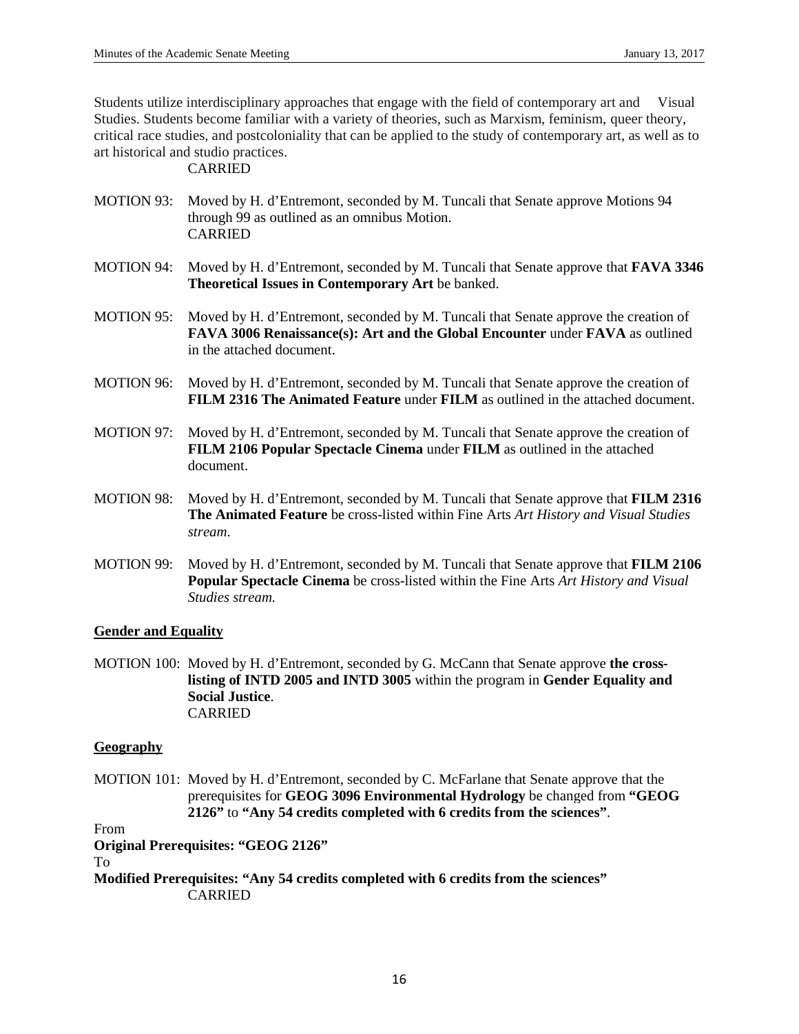Students utilize interdisciplinary approaches that engage with the field of contemporary art and Visual Studies. Students become familiar with a variety of theories, such as Marxism, feminism, queer theory, critical race studies, and postcoloniality that can be applied to the study of contemporary art, as well as to art historical and studio practices.

CARRIED

MOTION 93: Moved by H. d'Entremont, seconded by M. Tuncali that Senate approve Motions 94 through 99 as outlined as an omnibus Motion.
CARRIED

MOTION 94: Moved by H. d'Entremont, seconded by M. Tuncali that Senate approve that **FAVA 3346 Theoretical Issues in Contemporary Art** be banked.

MOTION 95: Moved by H. d'Entremont, seconded by M. Tuncali that Senate approve the creation of **FAVA 3006 Renaissance(s): Art and the Global Encounter** under **FAVA** as outlined in the attached document.

MOTION 96: Moved by H. d'Entremont, seconded by M. Tuncali that Senate approve the creation of **FILM 2316 The Animated Feature** under **FILM** as outlined in the attached document.

MOTION 97: Moved by H. d'Entremont, seconded by M. Tuncali that Senate approve the creation of **FILM 2106 Popular Spectacle Cinema** under **FILM** as outlined in the attached document.

MOTION 98: Moved by H. d'Entremont, seconded by M. Tuncali that Senate approve that **FILM 2316 The Animated Feature** be cross-listed within Fine Arts *Art History and Visual Studies stream*.

MOTION 99: Moved by H. d'Entremont, seconded by M. Tuncali that Senate approve that **FILM 2106 Popular Spectacle Cinema** be cross-listed within the Fine Arts *Art History and Visual Studies stream.*

## Gender and Equality

MOTION 100: Moved by H. d'Entremont, seconded by G. McCann that Senate approve **the cross-listing of INTD 2005 and INTD 3005** within the program in **Gender Equality and Social Justice**.
CARRIED

## Geography

MOTION 101: Moved by H. d'Entremont, seconded by C. McFarlane that Senate approve that the prerequisites for **GEOG 3096 Environmental Hydrology** be changed from **"GEOG 2126"** to **"Any 54 credits completed with 6 credits from the sciences"**.

From

**Original Prerequisites: "GEOG 2126"**

To

**Modified Prerequisites: "Any 54 credits completed with 6 credits from the sciences"**

CARRIED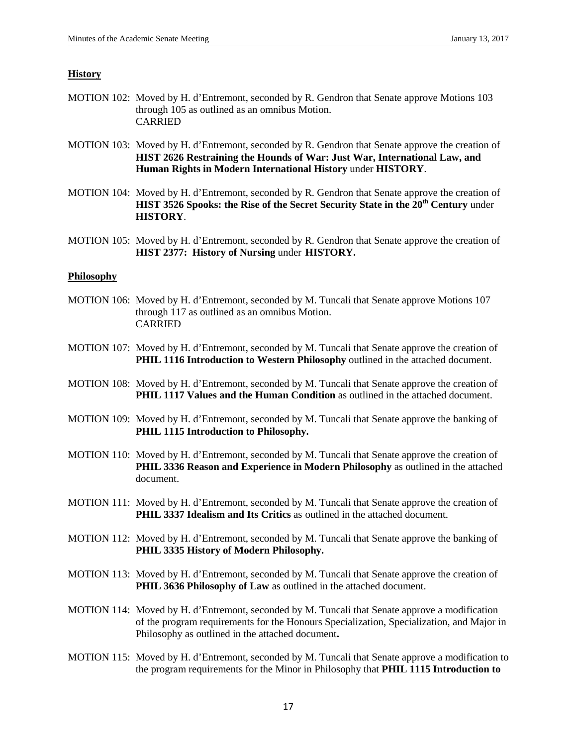**History**

MOTION 102: Moved by H. d'Entremont, seconded by R. Gendron that Senate approve Motions 103 through 105 as outlined as an omnibus Motion.
CARRIED

MOTION 103: Moved by H. d'Entremont, seconded by R. Gendron that Senate approve the creation of **HIST 2626 Restraining the Hounds of War: Just War, International Law, and Human Rights in Modern International History** under **HISTORY**.

MOTION 104: Moved by H. d'Entremont, seconded by R. Gendron that Senate approve the creation of **HIST 3526 Spooks: the Rise of the Secret Security State in the 20th Century** under **HISTORY**.

MOTION 105: Moved by H. d'Entremont, seconded by R. Gendron that Senate approve the creation of **HIST 2377: History of Nursing** under **HISTORY.**

**Philosophy**

MOTION 106: Moved by H. d'Entremont, seconded by M. Tuncali that Senate approve Motions 107 through 117 as outlined as an omnibus Motion.
CARRIED

MOTION 107: Moved by H. d'Entremont, seconded by M. Tuncali that Senate approve the creation of **PHIL 1116 Introduction to Western Philosophy** outlined in the attached document.

MOTION 108: Moved by H. d'Entremont, seconded by M. Tuncali that Senate approve the creation of **PHIL 1117 Values and the Human Condition** as outlined in the attached document.

MOTION 109: Moved by H. d'Entremont, seconded by M. Tuncali that Senate approve the banking of **PHIL 1115 Introduction to Philosophy.**

MOTION 110: Moved by H. d'Entremont, seconded by M. Tuncali that Senate approve the creation of **PHIL 3336 Reason and Experience in Modern Philosophy** as outlined in the attached document.

MOTION 111: Moved by H. d'Entremont, seconded by M. Tuncali that Senate approve the creation of **PHIL 3337 Idealism and Its Critics** as outlined in the attached document.

MOTION 112: Moved by H. d'Entremont, seconded by M. Tuncali that Senate approve the banking of **PHIL 3335 History of Modern Philosophy.**

MOTION 113: Moved by H. d'Entremont, seconded by M. Tuncali that Senate approve the creation of **PHIL 3636 Philosophy of Law** as outlined in the attached document.

MOTION 114: Moved by H. d'Entremont, seconded by M. Tuncali that Senate approve a modification of the program requirements for the Honours Specialization, Specialization, and Major in Philosophy as outlined in the attached document**.**

MOTION 115: Moved by H. d'Entremont, seconded by M. Tuncali that Senate approve a modification to the program requirements for the Minor in Philosophy that **PHIL 1115 Introduction to**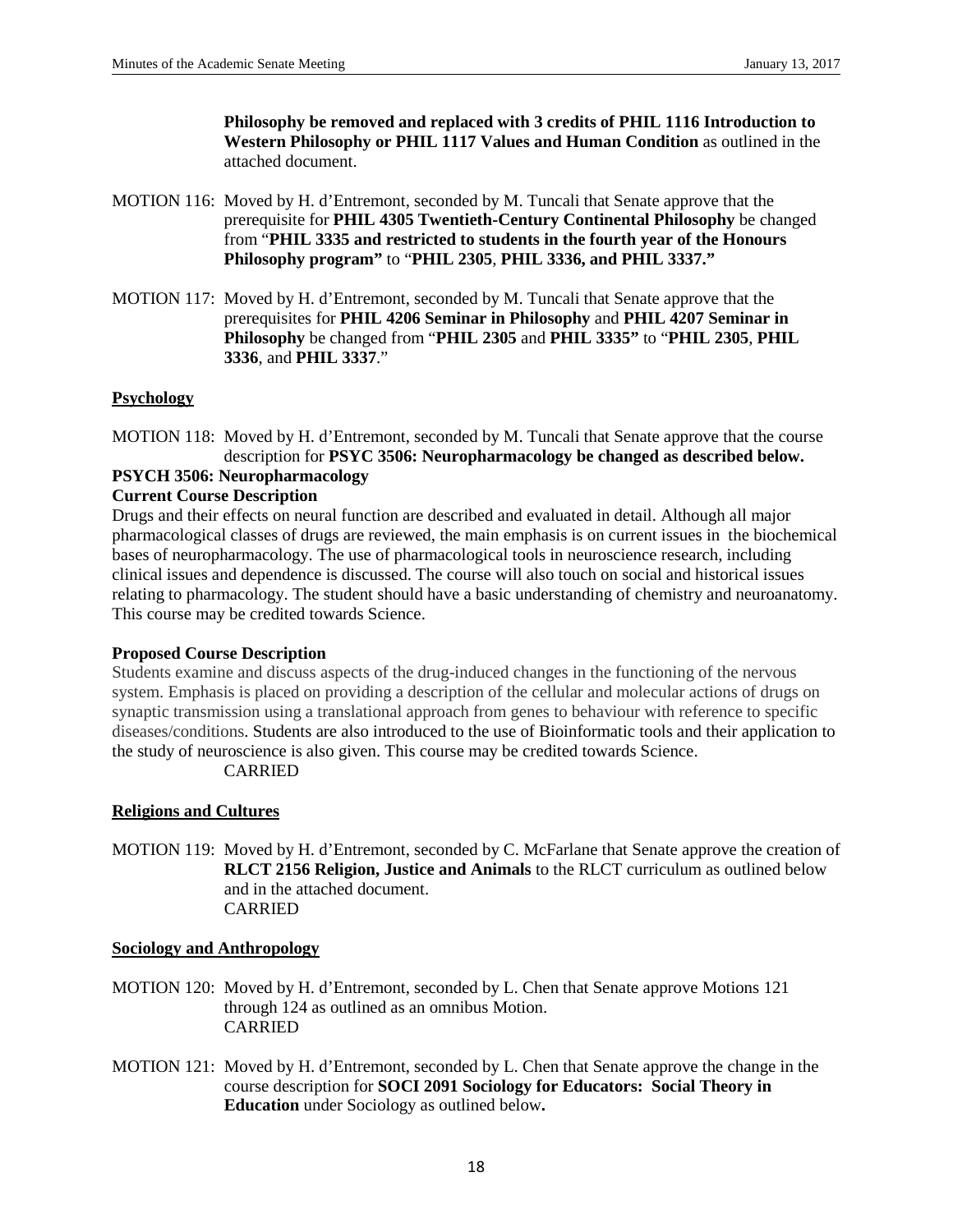**Philosophy be removed and replaced with 3 credits of PHIL 1116 Introduction to Western Philosophy or PHIL 1117 Values and Human Condition** as outlined in the attached document.

MOTION 116: Moved by H. d'Entremont, seconded by M. Tuncali that Senate approve that the prerequisite for **PHIL 4305 Twentieth-Century Continental Philosophy** be changed from "**PHIL 3335 and restricted to students in the fourth year of the Honours Philosophy program"** to "**PHIL 2305**, **PHIL 3336, and PHIL 3337."**

MOTION 117: Moved by H. d'Entremont, seconded by M. Tuncali that Senate approve that the prerequisites for **PHIL 4206 Seminar in Philosophy** and **PHIL 4207 Seminar in Philosophy** be changed from "**PHIL 2305** and **PHIL 3335"** to "**PHIL 2305**, **PHIL 3336**, and **PHIL 3337**."

**Psychology**

MOTION 118: Moved by H. d'Entremont, seconded by M. Tuncali that Senate approve that the course description for **PSYC 3506: Neuropharmacology be changed as described below.**

**PSYCH 3506: Neuropharmacology**

**Current Course Description**

Drugs and their effects on neural function are described and evaluated in detail. Although all major pharmacological classes of drugs are reviewed, the main emphasis is on current issues in the biochemical bases of neuropharmacology. The use of pharmacological tools in neuroscience research, including clinical issues and dependence is discussed. The course will also touch on social and historical issues relating to pharmacology. The student should have a basic understanding of chemistry and neuroanatomy. This course may be credited towards Science.

**Proposed Course Description**

Students examine and discuss aspects of the drug-induced changes in the functioning of the nervous system. Emphasis is placed on providing a description of the cellular and molecular actions of drugs on synaptic transmission using a translational approach from genes to behaviour with reference to specific diseases/conditions. Students are also introduced to the use of Bioinformatic tools and their application to the study of neuroscience is also given. This course may be credited towards Science.

CARRIED

**Religions and Cultures**

MOTION 119: Moved by H. d'Entremont, seconded by C. McFarlane that Senate approve the creation of **RLCT 2156 Religion, Justice and Animals** to the RLCT curriculum as outlined below and in the attached document.
CARRIED

**Sociology and Anthropology**

MOTION 120: Moved by H. d'Entremont, seconded by L. Chen that Senate approve Motions 121 through 124 as outlined as an omnibus Motion.
CARRIED

MOTION 121: Moved by H. d'Entremont, seconded by L. Chen that Senate approve the change in the course description for **SOCI 2091 Sociology for Educators: Social Theory in Education** under Sociology as outlined below**.**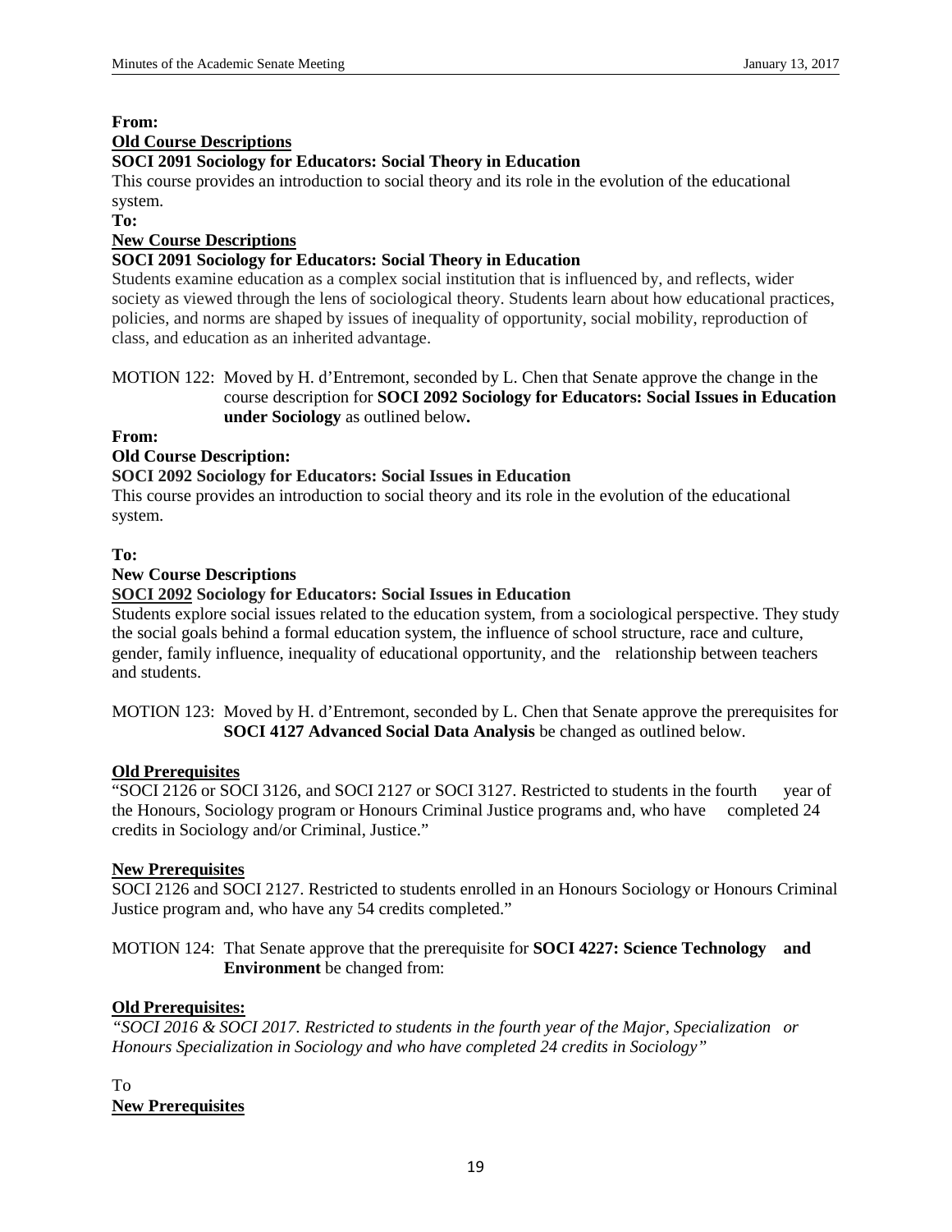**From:**

**Old Course Descriptions**

**SOCI 2091 Sociology for Educators: Social Theory in Education**

This course provides an introduction to social theory and its role in the evolution of the educational system.

**To:**

**New Course Descriptions**

**SOCI 2091 Sociology for Educators: Social Theory in Education**

Students examine education as a complex social institution that is influenced by, and reflects, wider society as viewed through the lens of sociological theory. Students learn about how educational practices, policies, and norms are shaped by issues of inequality of opportunity, social mobility, reproduction of class, and education as an inherited advantage.

MOTION 122: Moved by H. d'Entremont, seconded by L. Chen that Senate approve the change in the course description for **SOCI 2092 Sociology for Educators: Social Issues in Education under Sociology** as outlined below**.**

**From:**

**Old Course Description:**

**SOCI 2092 Sociology for Educators: Social Issues in Education**

This course provides an introduction to social theory and its role in the evolution of the educational system.

**To:**

**New Course Descriptions**

**SOCI 2092 Sociology for Educators: Social Issues in Education**

Students explore social issues related to the education system, from a sociological perspective. They study the social goals behind a formal education system, the influence of school structure, race and culture, gender, family influence, inequality of educational opportunity, and the relationship between teachers and students.

MOTION 123: Moved by H. d'Entremont, seconded by L. Chen that Senate approve the prerequisites for **SOCI 4127 Advanced Social Data Analysis** be changed as outlined below.

**Old Prerequisites**

"SOCI 2126 or SOCI 3126, and SOCI 2127 or SOCI 3127. Restricted to students in the fourth year of the Honours, Sociology program or Honours Criminal Justice programs and, who have completed 24 credits in Sociology and/or Criminal, Justice."

**New Prerequisites**

SOCI 2126 and SOCI 2127. Restricted to students enrolled in an Honours Sociology or Honours Criminal Justice program and, who have any 54 credits completed."

MOTION 124: That Senate approve that the prerequisite for **SOCI 4227: Science Technology and Environment** be changed from:

**Old Prerequisites:**

*"SOCI 2016 & SOCI 2017. Restricted to students in the fourth year of the Major, Specialization or Honours Specialization in Sociology and who have completed 24 credits in Sociology"*

To

**New Prerequisites**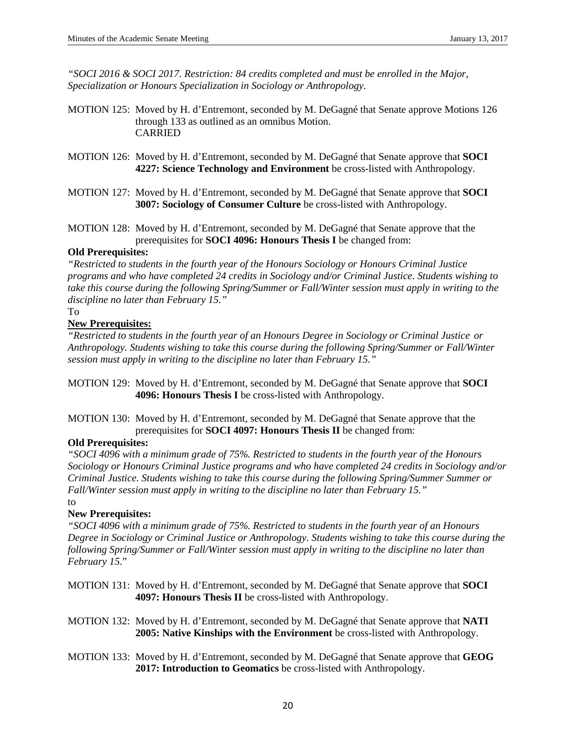*"SOCI 2016 & SOCI 2017. Restriction: 84 credits completed and must be enrolled in the Major, Specialization or Honours Specialization in Sociology or Anthropology.*

MOTION 125: Moved by H. d'Entremont, seconded by M. DeGagné that Senate approve Motions 126 through 133 as outlined as an omnibus Motion.
CARRIED

MOTION 126: Moved by H. d'Entremont, seconded by M. DeGagné that Senate approve that **SOCI 4227: Science Technology and Environment** be cross-listed with Anthropology.

MOTION 127: Moved by H. d'Entremont, seconded by M. DeGagné that Senate approve that **SOCI 3007: Sociology of Consumer Culture** be cross-listed with Anthropology.

MOTION 128: Moved by H. d'Entremont, seconded by M. DeGagné that Senate approve that the prerequisites for **SOCI 4096: Honours Thesis I** be changed from:

**Old Prerequisites:**

*"Restricted to students in the fourth year of the Honours Sociology or Honours Criminal Justice programs and who have completed 24 credits in Sociology and/or Criminal Justice. Students wishing to take this course during the following Spring/Summer or Fall/Winter session must apply in writing to the discipline no later than February 15."*

To

**New Prerequisites:**

*"Restricted to students in the fourth year of an Honours Degree in Sociology or Criminal Justice or Anthropology. Students wishing to take this course during the following Spring/Summer or Fall/Winter session must apply in writing to the discipline no later than February 15."*

MOTION 129: Moved by H. d'Entremont, seconded by M. DeGagné that Senate approve that **SOCI 4096: Honours Thesis I** be cross-listed with Anthropology.

MOTION 130: Moved by H. d'Entremont, seconded by M. DeGagné that Senate approve that the prerequisites for **SOCI 4097: Honours Thesis II** be changed from:

**Old Prerequisites:**

*"SOCI 4096 with a minimum grade of 75%. Restricted to students in the fourth year of the Honours Sociology or Honours Criminal Justice programs and who have completed 24 credits in Sociology and/or Criminal Justice. Students wishing to take this course during the following Spring/Summer Summer or Fall/Winter session must apply in writing to the discipline no later than February 15."*

to

**New Prerequisites:**

*"SOCI 4096 with a minimum grade of 75%. Restricted to students in the fourth year of an Honours Degree in Sociology or Criminal Justice or Anthropology. Students wishing to take this course during the following Spring/Summer or Fall/Winter session must apply in writing to the discipline no later than February 15*."

MOTION 131: Moved by H. d'Entremont, seconded by M. DeGagné that Senate approve that **SOCI 4097: Honours Thesis II** be cross-listed with Anthropology.

MOTION 132: Moved by H. d'Entremont, seconded by M. DeGagné that Senate approve that **NATI 2005: Native Kinships with the Environment** be cross-listed with Anthropology.

MOTION 133: Moved by H. d'Entremont, seconded by M. DeGagné that Senate approve that **GEOG 2017: Introduction to Geomatics** be cross-listed with Anthropology.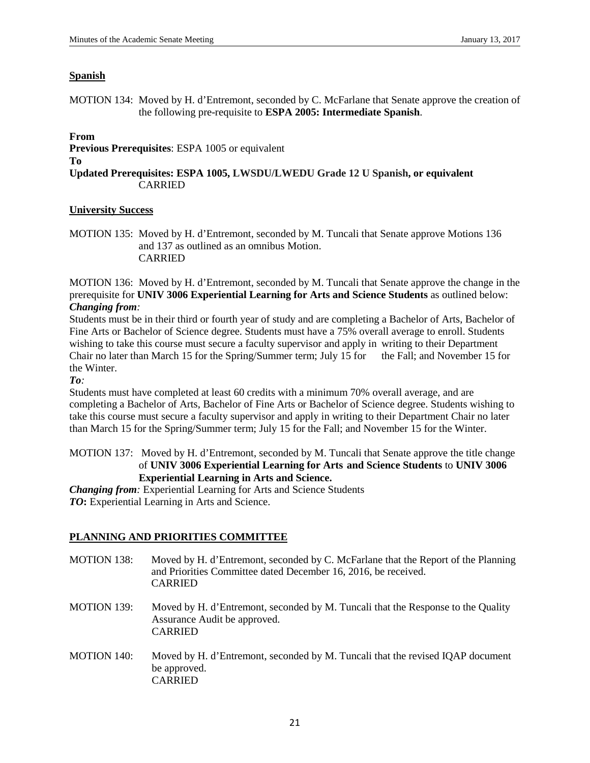**Spanish**

MOTION 134: Moved by H. d'Entremont, seconded by C. McFarlane that Senate approve the creation of the following pre-requisite to **ESPA 2005: Intermediate Spanish**.

**From**
**Previous Prerequisites**: ESPA 1005 or equivalent
**To**
**Updated Prerequisites: ESPA 1005, LWSDU/LWEDU Grade 12 U Spanish, or equivalent**
CARRIED

**University Success**

MOTION 135: Moved by H. d'Entremont, seconded by M. Tuncali that Senate approve Motions 136 and 137 as outlined as an omnibus Motion.
CARRIED

MOTION 136: Moved by H. d'Entremont, seconded by M. Tuncali that Senate approve the change in the prerequisite for **UNIV 3006 Experiential Learning for Arts and Science Students** as outlined below:
***Changing from:***
Students must be in their third or fourth year of study and are completing a Bachelor of Arts, Bachelor of Fine Arts or Bachelor of Science degree. Students must have a 75% overall average to enroll. Students wishing to take this course must secure a faculty supervisor and apply in writing to their Department Chair no later than March 15 for the Spring/Summer term; July 15 for the Fall; and November 15 for the Winter.
***To:***
Students must have completed at least 60 credits with a minimum 70% overall average, and are completing a Bachelor of Arts, Bachelor of Fine Arts or Bachelor of Science degree. Students wishing to take this course must secure a faculty supervisor and apply in writing to their Department Chair no later than March 15 for the Spring/Summer term; July 15 for the Fall; and November 15 for the Winter.

MOTION 137: Moved by H. d'Entremont, seconded by M. Tuncali that Senate approve the title change of **UNIV 3006 Experiential Learning for Arts and Science Students** to **UNIV 3006 Experiential Learning in Arts and Science.**
***Changing from:*** Experiential Learning for Arts and Science Students
***TO*:** Experiential Learning in Arts and Science.

**PLANNING AND PRIORITIES COMMITTEE**

MOTION 138: Moved by H. d'Entremont, seconded by C. McFarlane that the Report of the Planning and Priorities Committee dated December 16, 2016, be received.
CARRIED

MOTION 139: Moved by H. d'Entremont, seconded by M. Tuncali that the Response to the Quality Assurance Audit be approved.
CARRIED

MOTION 140: Moved by H. d'Entremont, seconded by M. Tuncali that the revised IQAP document be approved.
CARRIED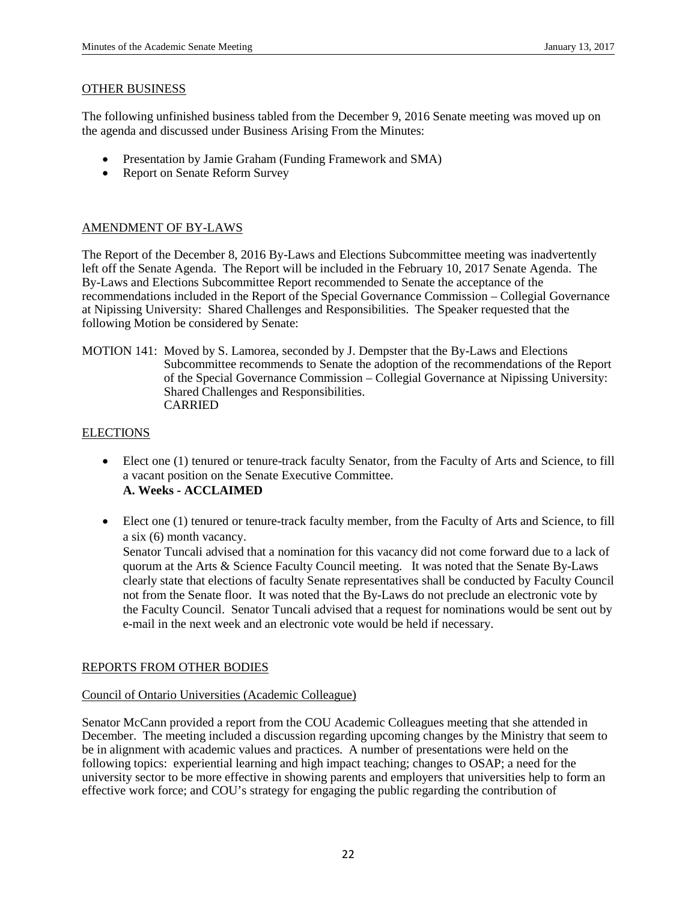## OTHER BUSINESS

The following unfinished business tabled from the December 9, 2016 Senate meeting was moved up on the agenda and discussed under Business Arising From the Minutes:

- Presentation by Jamie Graham (Funding Framework and SMA)
- Report on Senate Reform Survey

## AMENDMENT OF BY-LAWS

The Report of the December 8, 2016 By-Laws and Elections Subcommittee meeting was inadvertently left off the Senate Agenda. The Report will be included in the February 10, 2017 Senate Agenda. The By-Laws and Elections Subcommittee Report recommended to Senate the acceptance of the recommendations included in the Report of the Special Governance Commission – Collegial Governance at Nipissing University: Shared Challenges and Responsibilities. The Speaker requested that the following Motion be considered by Senate:

MOTION 141: Moved by S. Lamorea, seconded by J. Dempster that the By-Laws and Elections Subcommittee recommends to Senate the adoption of the recommendations of the Report of the Special Governance Commission – Collegial Governance at Nipissing University: Shared Challenges and Responsibilities.
CARRIED

## ELECTIONS

- Elect one (1) tenured or tenure-track faculty Senator, from the Faculty of Arts and Science, to fill a vacant position on the Senate Executive Committee.
  **A. Weeks - ACCLAIMED**

- Elect one (1) tenured or tenure-track faculty member, from the Faculty of Arts and Science, to fill a six (6) month vacancy.
  Senator Tuncali advised that a nomination for this vacancy did not come forward due to a lack of quorum at the Arts & Science Faculty Council meeting. It was noted that the Senate By-Laws clearly state that elections of faculty Senate representatives shall be conducted by Faculty Council not from the Senate floor. It was noted that the By-Laws do not preclude an electronic vote by the Faculty Council. Senator Tuncali advised that a request for nominations would be sent out by e-mail in the next week and an electronic vote would be held if necessary.

## REPORTS FROM OTHER BODIES

### Council of Ontario Universities (Academic Colleague)

Senator McCann provided a report from the COU Academic Colleagues meeting that she attended in December. The meeting included a discussion regarding upcoming changes by the Ministry that seem to be in alignment with academic values and practices. A number of presentations were held on the following topics: experiential learning and high impact teaching; changes to OSAP; a need for the university sector to be more effective in showing parents and employers that universities help to form an effective work force; and COU's strategy for engaging the public regarding the contribution of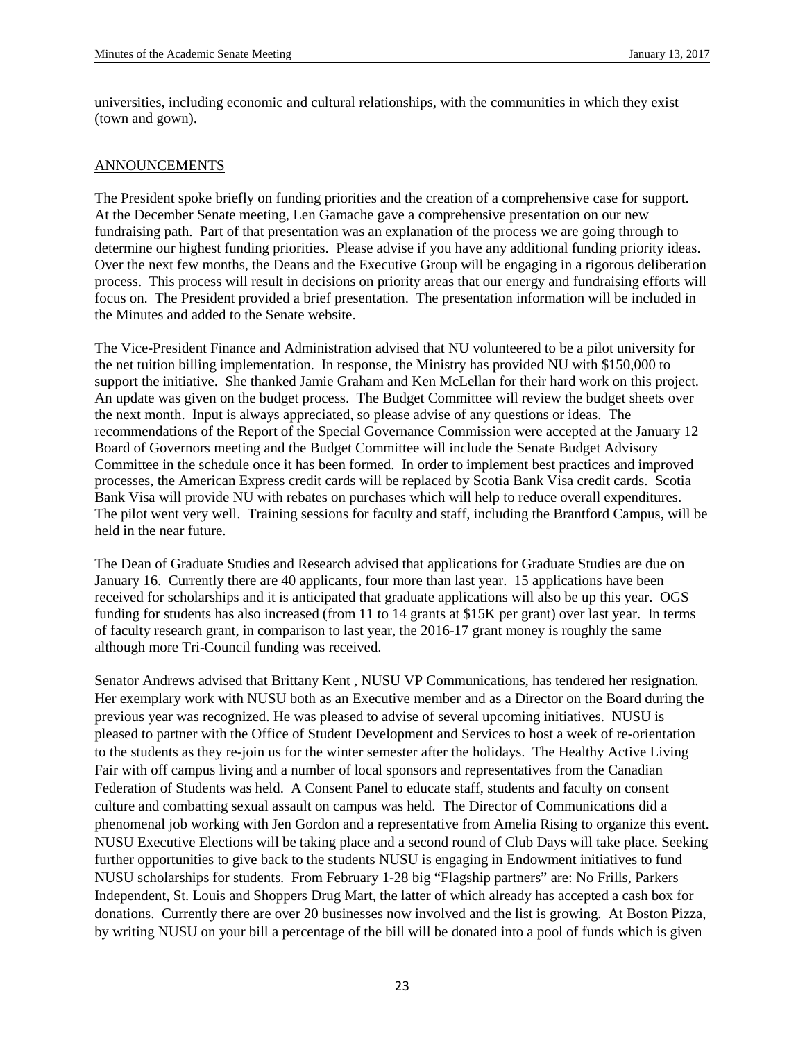universities, including economic and cultural relationships, with the communities in which they exist (town and gown).

ANNOUNCEMENTS

The President spoke briefly on funding priorities and the creation of a comprehensive case for support. At the December Senate meeting, Len Gamache gave a comprehensive presentation on our new fundraising path. Part of that presentation was an explanation of the process we are going through to determine our highest funding priorities. Please advise if you have any additional funding priority ideas. Over the next few months, the Deans and the Executive Group will be engaging in a rigorous deliberation process. This process will result in decisions on priority areas that our energy and fundraising efforts will focus on. The President provided a brief presentation. The presentation information will be included in the Minutes and added to the Senate website.

The Vice-President Finance and Administration advised that NU volunteered to be a pilot university for the net tuition billing implementation. In response, the Ministry has provided NU with $150,000 to support the initiative. She thanked Jamie Graham and Ken McLellan for their hard work on this project. An update was given on the budget process. The Budget Committee will review the budget sheets over the next month. Input is always appreciated, so please advise of any questions or ideas. The recommendations of the Report of the Special Governance Commission were accepted at the January 12 Board of Governors meeting and the Budget Committee will include the Senate Budget Advisory Committee in the schedule once it has been formed. In order to implement best practices and improved processes, the American Express credit cards will be replaced by Scotia Bank Visa credit cards. Scotia Bank Visa will provide NU with rebates on purchases which will help to reduce overall expenditures. The pilot went very well. Training sessions for faculty and staff, including the Brantford Campus, will be held in the near future.

The Dean of Graduate Studies and Research advised that applications for Graduate Studies are due on January 16. Currently there are 40 applicants, four more than last year. 15 applications have been received for scholarships and it is anticipated that graduate applications will also be up this year. OGS funding for students has also increased (from 11 to 14 grants at $15K per grant) over last year. In terms of faculty research grant, in comparison to last year, the 2016-17 grant money is roughly the same although more Tri-Council funding was received.

Senator Andrews advised that Brittany Kent , NUSU VP Communications, has tendered her resignation. Her exemplary work with NUSU both as an Executive member and as a Director on the Board during the previous year was recognized. He was pleased to advise of several upcoming initiatives. NUSU is pleased to partner with the Office of Student Development and Services to host a week of re-orientation to the students as they re-join us for the winter semester after the holidays. The Healthy Active Living Fair with off campus living and a number of local sponsors and representatives from the Canadian Federation of Students was held. A Consent Panel to educate staff, students and faculty on consent culture and combatting sexual assault on campus was held. The Director of Communications did a phenomenal job working with Jen Gordon and a representative from Amelia Rising to organize this event. NUSU Executive Elections will be taking place and a second round of Club Days will take place. Seeking further opportunities to give back to the students NUSU is engaging in Endowment initiatives to fund NUSU scholarships for students. From February 1-28 big "Flagship partners" are: No Frills, Parkers Independent, St. Louis and Shoppers Drug Mart, the latter of which already has accepted a cash box for donations. Currently there are over 20 businesses now involved and the list is growing. At Boston Pizza, by writing NUSU on your bill a percentage of the bill will be donated into a pool of funds which is given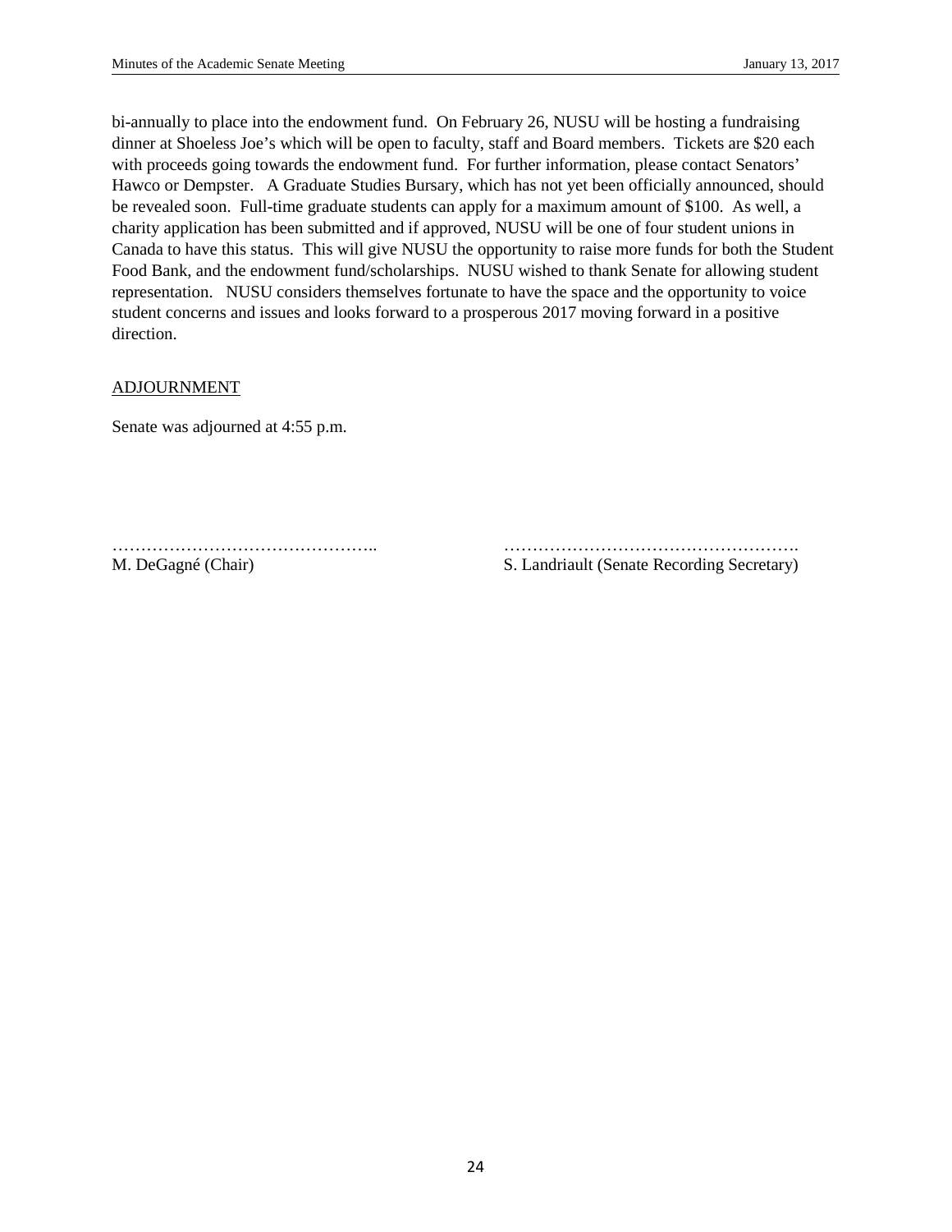bi-annually to place into the endowment fund. On February 26, NUSU will be hosting a fundraising dinner at Shoeless Joe's which will be open to faculty, staff and Board members. Tickets are $20 each with proceeds going towards the endowment fund. For further information, please contact Senators' Hawco or Dempster. A Graduate Studies Bursary, which has not yet been officially announced, should be revealed soon. Full-time graduate students can apply for a maximum amount of $100. As well, a charity application has been submitted and if approved, NUSU will be one of four student unions in Canada to have this status. This will give NUSU the opportunity to raise more funds for both the Student Food Bank, and the endowment fund/scholarships. NUSU wished to thank Senate for allowing student representation. NUSU considers themselves fortunate to have the space and the opportunity to voice student concerns and issues and looks forward to a prosperous 2017 moving forward in a positive direction.

ADJOURNMENT

Senate was adjourned at 4:55 p.m.

……………………………………….. M. DeGagné (Chair)

……………………………………………. S. Landriault (Senate Recording Secretary)